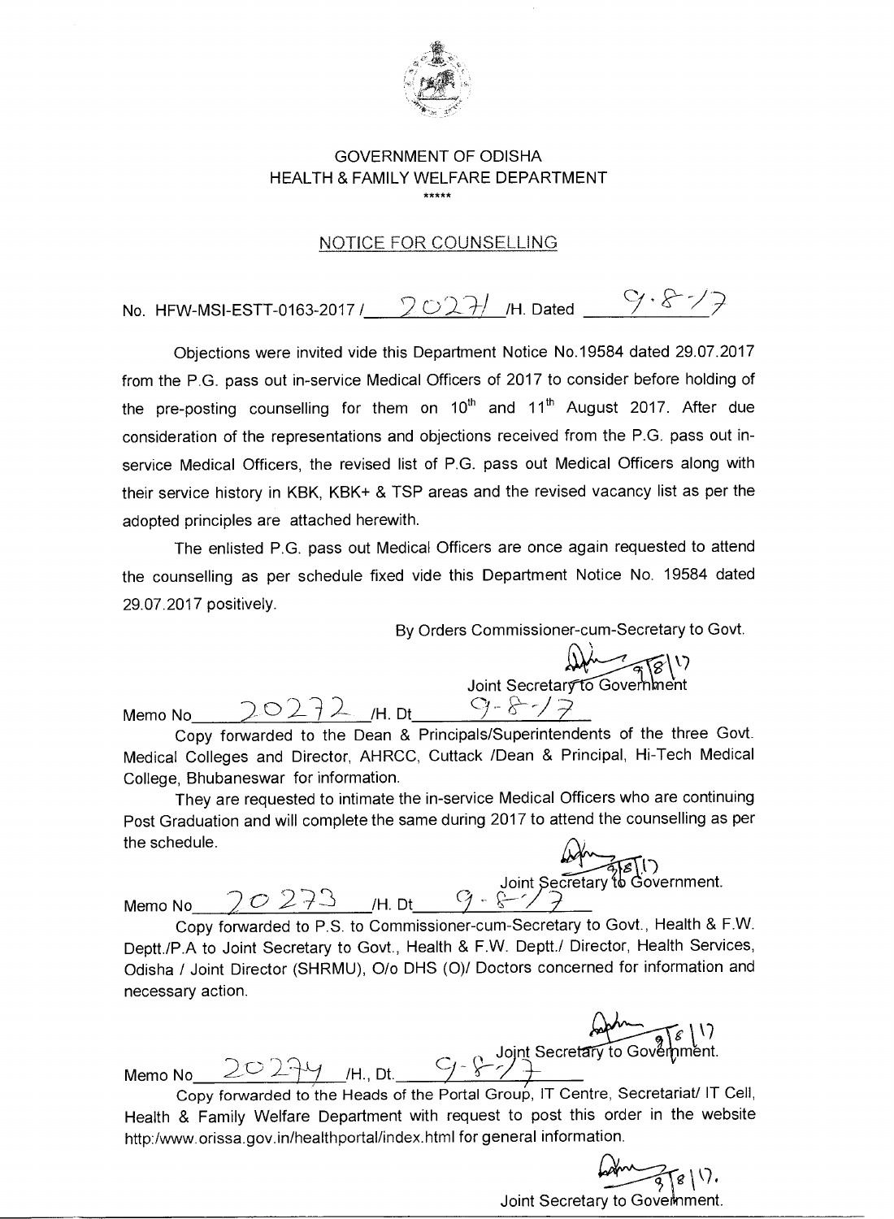# GOVERNMENT OF ODISHA
## HEALTH & FAMILY WELFARE DEPARTMENT

\*\*\*\*\*

## NOTICE FOR COUNSELLING

No. HFW-MSI-ESTT-0163-2017 / 20271 /H. Dated 9.8.17

Objections were invited vide this Department Notice No.19584 dated 29.07.2017 from the P.G. pass out in-service Medical Officers of 2017 to consider before holding of the pre-posting counselling for them on 10th and 11th August 2017. After due consideration of the representations and objections received from the P.G. pass out in-service Medical Officers, the revised list of P.G. pass out Medical Officers along with their service history in KBK, KBK+ & TSP areas and the revised vacancy list as per the adopted principles are attached herewith.

The enlisted P.G. pass out Medical Officers are once again requested to attend the counselling as per schedule fixed vide this Department Notice No. 19584 dated 29.07.2017 positively.

By Orders Commissioner-cum-Secretary to Govt.

Joint Secretary to Government

Memo No 20272 /H. Dt 9-8-17

Copy forwarded to the Dean & Principals/Superintendents of the three Govt. Medical Colleges and Director, AHRCC, Cuttack /Dean & Principal, Hi-Tech Medical College, Bhubaneswar for information.

They are requested to intimate the in-service Medical Officers who are continuing Post Graduation and will complete the same during 2017 to attend the counselling as per the schedule.

Joint Secretary to Government.

Memo No 20273 /H. Dt 9-8-17

Copy forwarded to P.S. to Commissioner-cum-Secretary to Govt., Health & F.W. Deptt./P.A to Joint Secretary to Govt., Health & F.W. Deptt./ Director, Health Services, Odisha / Joint Director (SHRMU), O/o DHS (O)/ Doctors concerned for information and necessary action.

Joint Secretary to Government.

Memo No 20274 /H., Dt. 9-8-17

Copy forwarded to the Heads of the Portal Group, IT Centre, Secretariat/ IT Cell, Health & Family Welfare Department with request to post this order in the website http:/www.orissa.gov.in/healthportal/index.html for general information.

Joint Secretary to Government.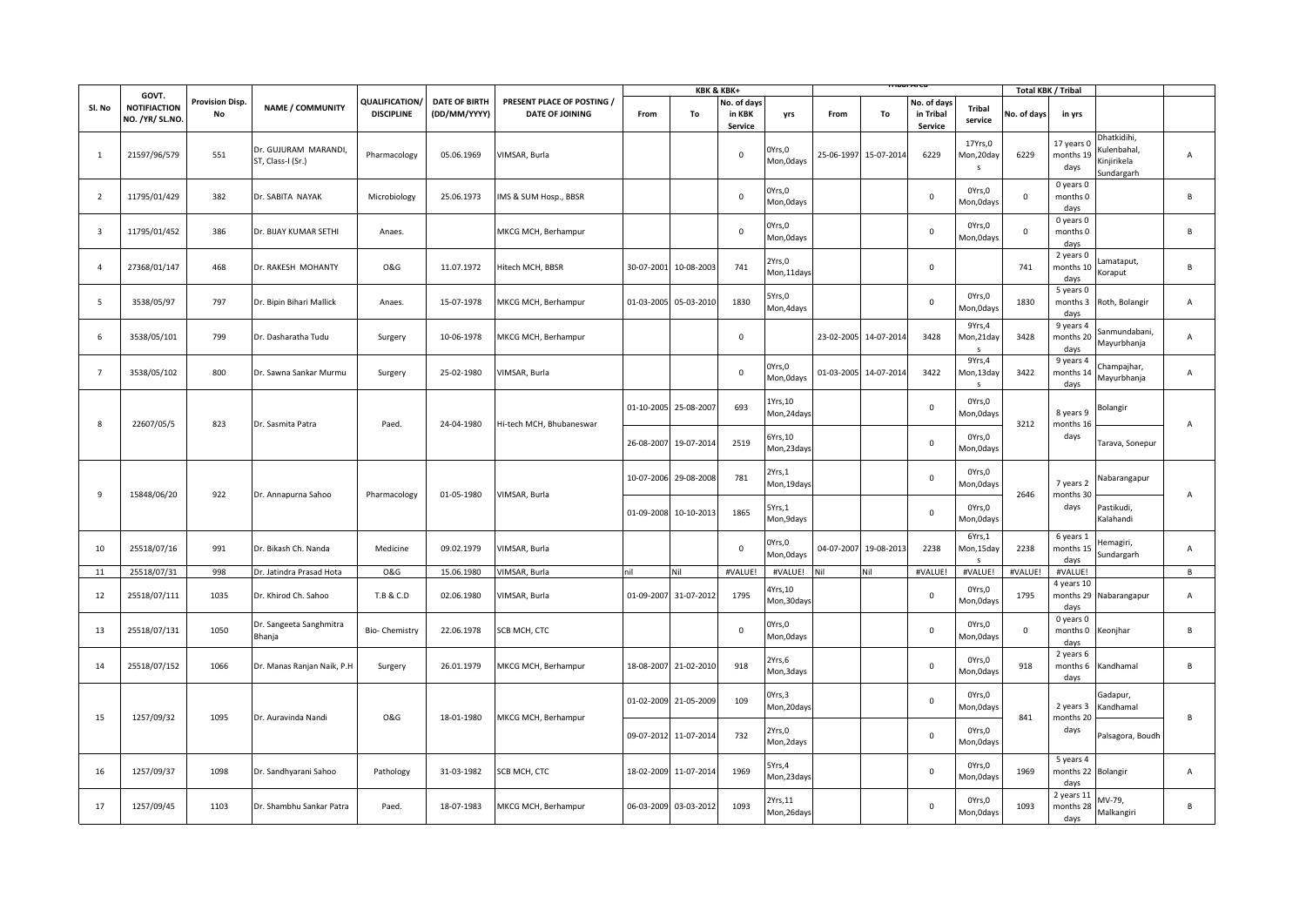| Sl. No | GOVT. NOTIFIACTION NO. /YR/ SL.NO. | Provision Disp. No | NAME / COMMUNITY | QUALIFICATION/ DISCIPLINE | DATE OF BIRTH (DD/MM/YYYY) | PRESENT PLACE OF POSTING / DATE OF JOINING | KBK & KBK+ | | | | Tribal Area | | | | Total KBK / Tribal | | | |
|---|---|---|---|---|---|---|---|---|---|---|---|---|---|---|---|---|---|---|
| | | | | | | | From | To | No. of days in KBK Service | yrs | From | To | No. of days in Tribal Service | Tribal service | No. of days | in yrs | | |
| 1 | 21597/96/579 | 551 | Dr. GUJURAM MARANDI, ST, Class-I (Sr.) | Pharmacology | 05.06.1969 | VIMSAR, Burla | | | 0 | 0Yrs,0 Mon,0days | 25-06-1997 | 15-07-2014 | 6229 | 17Yrs,0 Mon,20days | 6229 | 17 years 0 months 19 days | Dhatkidihi, Kulenbahal, Kinjirikela Sundargarh | A |
| 2 | 11795/01/429 | 382 | Dr. SABITA NAYAK | Microbiology | 25.06.1973 | IMS & SUM Hosp., BBSR | | | 0 | 0Yrs,0 Mon,0days | | | 0 | 0Yrs,0 Mon,0days | 0 | 0 years 0 months 0 days | | B |
| 3 | 11795/01/452 | 386 | Dr. BIJAY KUMAR SETHI | Anaes. | | MKCG MCH, Berhampur | | | 0 | 0Yrs,0 Mon,0days | | | 0 | 0Yrs,0 Mon,0days | 0 | 0 years 0 months 0 days | | B |
| 4 | 27368/01/147 | 468 | Dr. RAKESH MOHANTY | O&G | 11.07.1972 | Hitech MCH, BBSR | 30-07-2001 | 10-08-2003 | 741 | 2Yrs,0 Mon,11days | | | 0 | | 741 | 2 years 0 months 10 days | Lamataput, Koraput | B |
| 5 | 3538/05/97 | 797 | Dr. Bipin Bihari Mallick | Anaes. | 15-07-1978 | MKCG MCH, Berhampur | 01-03-2005 | 05-03-2010 | 1830 | 5Yrs,0 Mon,4days | | | 0 | 0Yrs,0 Mon,0days | 1830 | 5 years 0 months 3 days | Roth, Bolangir | A |
| 6 | 3538/05/101 | 799 | Dr. Dasharatha Tudu | Surgery | 10-06-1978 | MKCG MCH, Berhampur | | | 0 | | 23-02-2005 | 14-07-2014 | 3428 | 9Yrs,4 Mon,21days | 3428 | 9 years 4 months 20 days | Sanmundabani, Mayurbhanja | A |
| 7 | 3538/05/102 | 800 | Dr. Sawna Sankar Murmu | Surgery | 25-02-1980 | VIMSAR, Burla | | | 0 | 0Yrs,0 Mon,0days | 01-03-2005 | 14-07-2014 | 3422 | 9Yrs,4 Mon,13days | 3422 | 9 years 4 months 14 days | Champajhar, Mayurbhanja | A |
| 8 | 22607/05/5 | 823 | Dr. Sasmita Patra | Paed. | 24-04-1980 | Hi-tech MCH, Bhubaneswar | 01-10-2005 | 25-08-2007 | 693 | 1Yrs,10 Mon,24days | | | 0 | 0Yrs,0 Mon,0days | 3212 | 8 years 9 months 16 days | Bolangir | A |
| | | | | | | | 26-08-2007 | 19-07-2014 | 2519 | 6Yrs,10 Mon,23days | | | 0 | 0Yrs,0 Mon,0days | | | Tarava, Sonepur | |
| 9 | 15848/06/20 | 922 | Dr. Annapurna Sahoo | Pharmacology | 01-05-1980 | VIMSAR, Burla | 10-07-2006 | 29-08-2008 | 781 | 2Yrs,1 Mon,19days | | | 0 | 0Yrs,0 Mon,0days | 2646 | 7 years 2 months 30 days | Nabarangapur | A |
| | | | | | | | 01-09-2008 | 10-10-2013 | 1865 | 5Yrs,1 Mon,9days | | | 0 | 0Yrs,0 Mon,0days | | | Pastikudi, Kalahandi | |
| 10 | 25518/07/16 | 991 | Dr. Bikash Ch. Nanda | Medicine | 09.02.1979 | VIMSAR, Burla | | | 0 | 0Yrs,0 Mon,0days | 04-07-2007 | 19-08-2013 | 2238 | 6Yrs,1 Mon,15days | 2238 | 6 years 1 months 15 days | Hemagiri, Sundargarh | A |
| 11 | 25518/07/31 | 998 | Dr. Jatindra Prasad Hota | O&G | 15.06.1980 | VIMSAR, Burla | nil | Nil | #VALUE! | #VALUE! | Nil | Nil | #VALUE! | #VALUE! | #VALUE! | #VALUE! | | B |
| 12 | 25518/07/111 | 1035 | Dr. Khirod Ch. Sahoo | T.B & C.D | 02.06.1980 | VIMSAR, Burla | 01-09-2007 | 31-07-2012 | 1795 | 4Yrs,10 Mon,30days | | | 0 | 0Yrs,0 Mon,0days | 1795 | 4 years 10 months 29 days | Nabarangapur | A |
| 13 | 25518/07/131 | 1050 | Dr. Sangeeta Sanghmitra Bhanja | Bio- Chemistry | 22.06.1978 | SCB MCH, CTC | | | 0 | 0Yrs,0 Mon,0days | | | 0 | 0Yrs,0 Mon,0days | 0 | 0 years 0 months 0 days | Keonjhar | B |
| 14 | 25518/07/152 | 1066 | Dr. Manas Ranjan Naik, P.H | Surgery | 26.01.1979 | MKCG MCH, Berhampur | 18-08-2007 | 21-02-2010 | 918 | 2Yrs,6 Mon,3days | | | 0 | 0Yrs,0 Mon,0days | 918 | 2 years 6 months 6 days | Kandhamal | B |
| 15 | 1257/09/32 | 1095 | Dr. Auravinda Nandi | O&G | 18-01-1980 | MKCG MCH, Berhampur | 01-02-2009 | 21-05-2009 | 109 | 0Yrs,3 Mon,20days | | | 0 | 0Yrs,0 Mon,0days | 841 | 2 years 3 months 20 days | Gadapur, Kandhamal | B |
| | | | | | | | 09-07-2012 | 11-07-2014 | 732 | 2Yrs,0 Mon,2days | | | 0 | 0Yrs,0 Mon,0days | | | Palsagora, Boudh | |
| 16 | 1257/09/37 | 1098 | Dr. Sandhyarani Sahoo | Pathology | 31-03-1982 | SCB MCH, CTC | 18-02-2009 | 11-07-2014 | 1969 | 5Yrs,4 Mon,23days | | | 0 | 0Yrs,0 Mon,0days | 1969 | 5 years 4 months 22 days | Bolangir | A |
| 17 | 1257/09/45 | 1103 | Dr. Shambhu Sankar Patra | Paed. | 18-07-1983 | MKCG MCH, Berhampur | 06-03-2009 | 03-03-2012 | 1093 | 2Yrs,11 Mon,26days | | | 0 | 0Yrs,0 Mon,0days | 1093 | 2 years 11 months 28 days | MV-79, Malkangiri | B |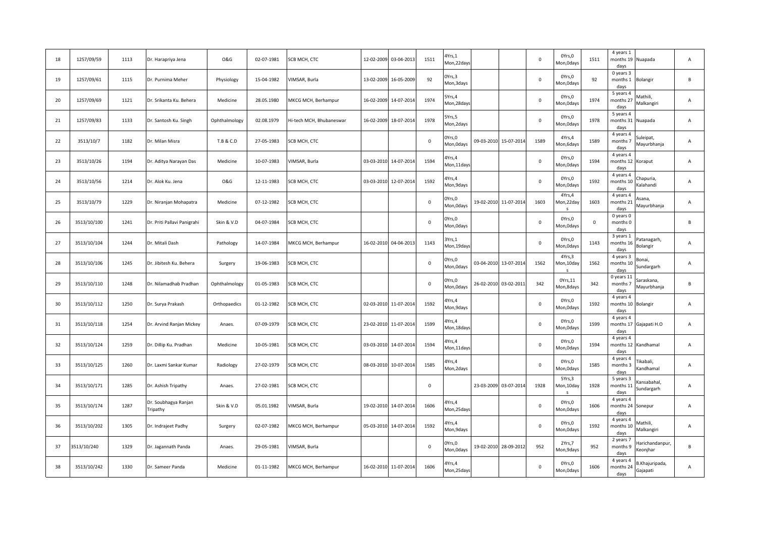| 18 | 1257/09/59 | 1113 | Dr. Harapriya Jena | O&G | 02-07-1981 | SCB MCH, CTC | 12-02-2009 | 03-04-2013 | 1511 | 4Yrs,1 Mon,22days | | | 0 | 0Yrs,0 Mon,0days | 1511 | 4 years 1 months 19 days | Nuapada | A |
|---|---|---|---|---|---|---|---|---|---|---|---|---|---|---|---|---|---|---|
| 19 | 1257/09/61 | 1115 | Dr. Purnima Meher | Physiology | 15-04-1982 | VIMSAR, Burla | 13-02-2009 | 16-05-2009 | 92 | 0Yrs,3 Mon,3days | | | 0 | 0Yrs,0 Mon,0days | 92 | 0 years 3 months 1 days | Bolangir | B |
| 20 | 1257/09/69 | 1121 | Dr. Srikanta Ku. Behera | Medicine | 28.05.1980 | MKCG MCH, Berhampur | 16-02-2009 | 14-07-2014 | 1974 | 5Yrs,4 Mon,28days | | | 0 | 0Yrs,0 Mon,0days | 1974 | 5 years 4 months 27 days | Mathili, Malkangiri | A |
| 21 | 1257/09/83 | 1133 | Dr. Santosh Ku. Singh | Ophthalmology | 02.08.1979 | Hi-tech MCH, Bhubaneswar | 16-02-2009 | 18-07-2014 | 1978 | 5Yrs,5 Mon,2days | | | 0 | 0Yrs,0 Mon,0days | 1978 | 5 years 4 months 31 days | Nuapada | A |
| 22 | 3513/10/7 | 1182 | Dr. Milan Misra | T.B & C.D | 27-05-1983 | SCB MCH, CTC | | | 0 | 0Yrs,0 Mon,0days | 09-03-2010 | 15-07-2014 | 1589 | 4Yrs,4 Mon,6days | 1589 | 4 years 4 months 7 days | Suleipat, Mayurbhanja | A |
| 23 | 3513/10/26 | 1194 | Dr. Aditya Narayan Das | Medicine | 10-07-1983 | VIMSAR, Burla | 03-03-2010 | 14-07-2014 | 1594 | 4Yrs,4 Mon,11days | | | 0 | 0Yrs,0 Mon,0days | 1594 | 4 years 4 months 12 days | Koraput | A |
| 24 | 3513/10/56 | 1214 | Dr. Alok Ku. Jena | O&G | 12-11-1983 | SCB MCH, CTC | 03-03-2010 | 12-07-2014 | 1592 | 4Yrs,4 Mon,9days | | | 0 | 0Yrs,0 Mon,0days | 1592 | 4 years 4 months 10 days | Chapuria, Kalahandi | A |
| 25 | 3513/10/79 | 1229 | Dr. Niranjan Mohapatra | Medicine | 07-12-1982 | SCB MCH, CTC | | | 0 | 0Yrs,0 Mon,0days | 19-02-2010 | 11-07-2014 | 1603 | 4Yrs,4 Mon,22days | 1603 | 4 years 4 months 21 days | Asana, Mayurbhanja | A |
| 26 | 3513/10/100 | 1241 | Dr. Priti Pallavi Panigrahi | Skin & V.D | 04-07-1984 | SCB MCH, CTC | | | 0 | 0Yrs,0 Mon,0days | | | 0 | 0Yrs,0 Mon,0days | 0 | 0 years 0 months 0 days | | B |
| 27 | 3513/10/104 | 1244 | Dr. Mitali Dash | Pathology | 14-07-1984 | MKCG MCH, Berhampur | 16-02-2010 | 04-04-2013 | 1143 | 3Yrs,1 Mon,19days | | | 0 | 0Yrs,0 Mon,0days | 1143 | 3 years 1 months 16 days | Patanagarh, Bolangir | A |
| 28 | 3513/10/106 | 1245 | Dr. Jibitesh Ku. Behera | Surgery | 19-06-1983 | SCB MCH, CTC | | | 0 | 0Yrs,0 Mon,0days | 03-04-2010 | 13-07-2014 | 1562 | 4Yrs,3 Mon,10days | 1562 | 4 years 3 months 10 days | Bonai, Sundargarh | A |
| 29 | 3513/10/110 | 1248 | Dr. Nilamadhab Pradhan | Ophthalmology | 01-05-1983 | SCB MCH, CTC | | | 0 | 0Yrs,0 Mon,0days | 26-02-2010 | 03-02-2011 | 342 | 0Yrs,11 Mon,8days | 342 | 0 years 11 months 7 days | Saraskana, Mayurbhanja | B |
| 30 | 3513/10/112 | 1250 | Dr. Surya Prakash | Orthopaedics | 01-12-1982 | SCB MCH, CTC | 02-03-2010 | 11-07-2014 | 1592 | 4Yrs,4 Mon,9days | | | 0 | 0Yrs,0 Mon,0days | 1592 | 4 years 4 months 10 days | Bolangir | A |
| 31 | 3513/10/118 | 1254 | Dr. Arvind Ranjan Mickey | Anaes. | 07-09-1979 | SCB MCH, CTC | 23-02-2010 | 11-07-2014 | 1599 | 4Yrs,4 Mon,18days | | | 0 | 0Yrs,0 Mon,0days | 1599 | 4 years 4 months 17 days | Gajapati H.O | A |
| 32 | 3513/10/124 | 1259 | Dr. Dillip Ku. Pradhan | Medicine | 10-05-1981 | SCB MCH, CTC | 03-03-2010 | 14-07-2014 | 1594 | 4Yrs,4 Mon,11days | | | 0 | 0Yrs,0 Mon,0days | 1594 | 4 years 4 months 12 days | Kandhamal | A |
| 33 | 3513/10/125 | 1260 | Dr. Laxmi Sankar Kumar | Radiology | 27-02-1979 | SCB MCH, CTC | 08-03-2010 | 10-07-2014 | 1585 | 4Yrs,4 Mon,2days | | | 0 | 0Yrs,0 Mon,0days | 1585 | 4 years 4 months 3 days | Tikabali, Kandhamal | A |
| 34 | 3513/10/171 | 1285 | Dr. Ashish Tripathy | Anaes. | 27-02-1981 | SCB MCH, CTC | | | 0 | | 23-03-2009 | 03-07-2014 | 1928 | 5Yrs,3 Mon,10days | 1928 | 5 years 3 months 11 days | Kansabahal, Sundargarh | A |
| 35 | 3513/10/174 | 1287 | Dr. Soubhagya Ranjan Tripathy | Skin & V.D | 05.01.1982 | VIMSAR, Burla | 19-02-2010 | 14-07-2014 | 1606 | 4Yrs,4 Mon,25days | | | 0 | 0Yrs,0 Mon,0days | 1606 | 4 years 4 months 24 days | Sonepur | A |
| 36 | 3513/10/202 | 1305 | Dr. Indrajeet Padhy | Surgery | 02-07-1982 | MKCG MCH, Berhampur | 05-03-2010 | 14-07-2014 | 1592 | 4Yrs,4 Mon,9days | | | 0 | 0Yrs,0 Mon,0days | 1592 | 4 years 4 months 10 days | Mathili, Malkangiri | A |
| 37 | 3513/10/240 | 1329 | Dr. Jagannath Panda | Anaes. | 29-05-1981 | VIMSAR, Burla | | | 0 | 0Yrs,0 Mon,0days | 19-02-2010 | 28-09-2012 | 952 | 2Yrs,7 Mon,9days | 952 | 2 years 7 months 9 days | Harichandanpur, Keonjhar | B |
| 38 | 3513/10/242 | 1330 | Dr. Sameer Panda | Medicine | 01-11-1982 | MKCG MCH, Berhampur | 16-02-2010 | 11-07-2014 | 1606 | 4Yrs,4 Mon,25days | | | 0 | 0Yrs,0 Mon,0days | 1606 | 4 years 4 months 24 days | B.Khajuripada, Gajapati | A |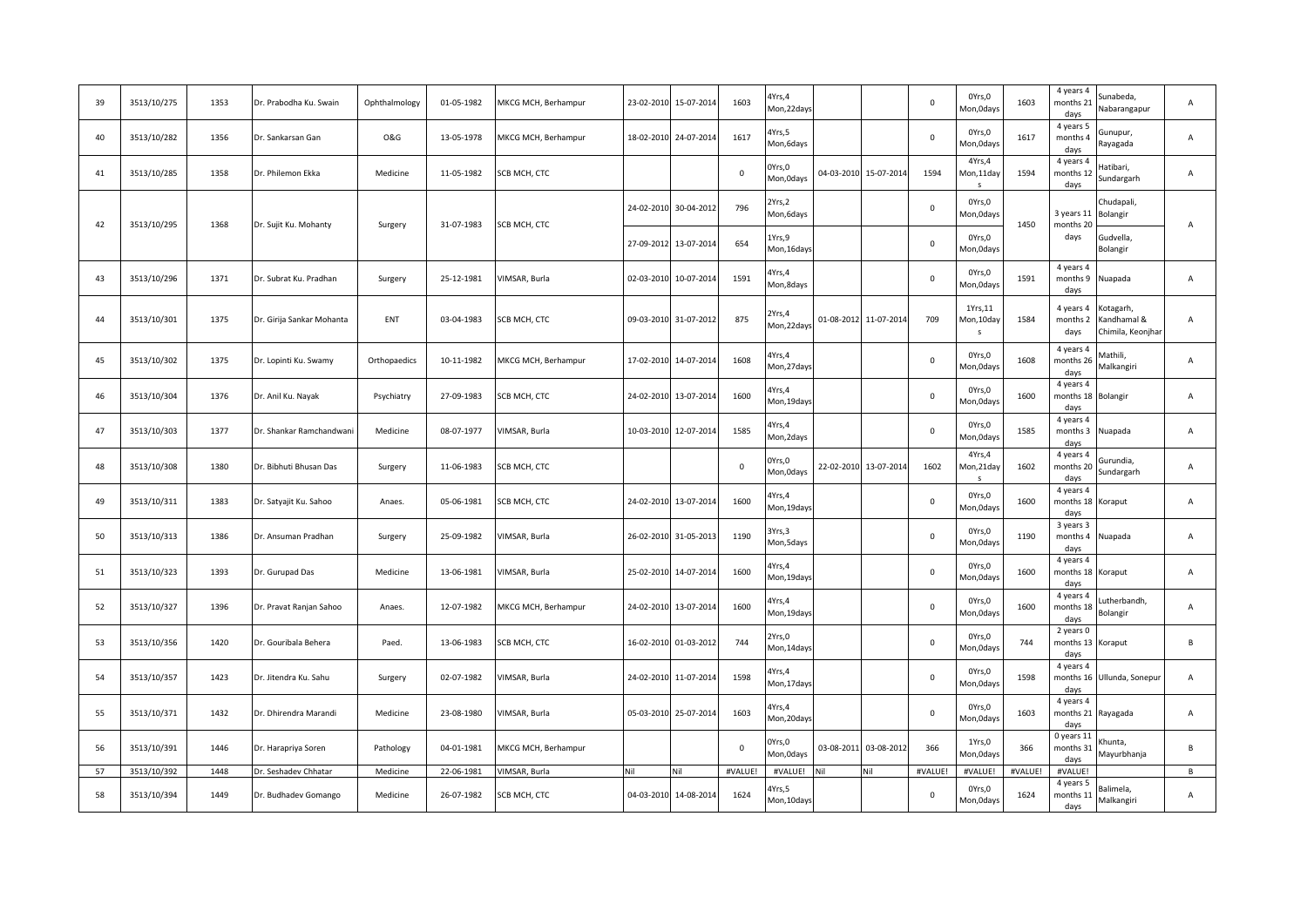| 39 | 3513/10/275 | 1353 | Dr. Prabodha Ku. Swain | Ophthalmology | 01-05-1982 | MKCG MCH, Berhampur | 23-02-2010 | 15-07-2014 | 1603 | 4Yrs,4 Mon,22days | | | 0 | 0Yrs,0 Mon,0days | 1603 | 4 years 4 months 21 days | Sunabeda, Nabarangapur | A |
|---|---|---|---|---|---|---|---|---|---|---|---|---|---|---|---|---|---|---|
| 40 | 3513/10/282 | 1356 | Dr. Sankarsan Gan | O&G | 13-05-1978 | MKCG MCH, Berhampur | 18-02-2010 | 24-07-2014 | 1617 | 4Yrs,5 Mon,6days | | | 0 | 0Yrs,0 Mon,0days | 1617 | 4 years 5 months 4 days | Gunupur, Rayagada | A |
| 41 | 3513/10/285 | 1358 | Dr. Philemon Ekka | Medicine | 11-05-1982 | SCB MCH, CTC | | | 0 | 0Yrs,0 Mon,0days | 04-03-2010 | 15-07-2014 | 1594 | 4Yrs,4 Mon,11days | 1594 | 4 years 4 months 12 days | Hatibari, Sundargarh | A |
| 42 | 3513/10/295 | 1368 | Dr. Sujit Ku. Mohanty | Surgery | 31-07-1983 | SCB MCH, CTC | 24-02-2010 | 30-04-2012 | 796 | 2Yrs,2 Mon,6days | | | 0 | 0Yrs,0 Mon,0days | 1450 | 3 years 11 months 20 days | Chudapali, Bolangir | A |
| | | | | | | | 27-09-2012 | 13-07-2014 | 654 | 1Yrs,9 Mon,16days | | | 0 | 0Yrs,0 Mon,0days | | | Gudvella, Bolangir | |
| 43 | 3513/10/296 | 1371 | Dr. Subrat Ku. Pradhan | Surgery | 25-12-1981 | VIMSAR, Burla | 02-03-2010 | 10-07-2014 | 1591 | 4Yrs,4 Mon,8days | | | 0 | 0Yrs,0 Mon,0days | 1591 | 4 years 4 months 9 days | Nuapada | A |
| 44 | 3513/10/301 | 1375 | Dr. Girija Sankar Mohanta | ENT | 03-04-1983 | SCB MCH, CTC | 09-03-2010 | 31-07-2012 | 875 | 2Yrs,4 Mon,22days | 01-08-2012 | 11-07-2014 | 709 | 1Yrs,11 Mon,10days | 1584 | 4 years 4 months 2 days | Kotagarh, Kandhamal & Chimila, Keonjhar | A |
| 45 | 3513/10/302 | 1375 | Dr. Lopinti Ku. Swamy | Orthopaedics | 10-11-1982 | MKCG MCH, Berhampur | 17-02-2010 | 14-07-2014 | 1608 | 4Yrs,4 Mon,27days | | | 0 | 0Yrs,0 Mon,0days | 1608 | 4 years 4 months 26 days | Mathili, Malkangiri | A |
| 46 | 3513/10/304 | 1376 | Dr. Anil Ku. Nayak | Psychiatry | 27-09-1983 | SCB MCH, CTC | 24-02-2010 | 13-07-2014 | 1600 | 4Yrs,4 Mon,19days | | | 0 | 0Yrs,0 Mon,0days | 1600 | 4 years 4 months 18 days | Bolangir | A |
| 47 | 3513/10/303 | 1377 | Dr. Shankar Ramchandwani | Medicine | 08-07-1977 | VIMSAR, Burla | 10-03-2010 | 12-07-2014 | 1585 | 4Yrs,4 Mon,2days | | | 0 | 0Yrs,0 Mon,0days | 1585 | 4 years 4 months 3 days | Nuapada | A |
| 48 | 3513/10/308 | 1380 | Dr. Bibhuti Bhusan Das | Surgery | 11-06-1983 | SCB MCH, CTC | | | 0 | 0Yrs,0 Mon,0days | 22-02-2010 | 13-07-2014 | 1602 | 4Yrs,4 Mon,21days | 1602 | 4 years 4 months 20 days | Gurundia, Sundargarh | A |
| 49 | 3513/10/311 | 1383 | Dr. Satyajit Ku. Sahoo | Anaes. | 05-06-1981 | SCB MCH, CTC | 24-02-2010 | 13-07-2014 | 1600 | 4Yrs,4 Mon,19days | | | 0 | 0Yrs,0 Mon,0days | 1600 | 4 years 4 months 18 days | Koraput | A |
| 50 | 3513/10/313 | 1386 | Dr. Ansuman Pradhan | Surgery | 25-09-1982 | VIMSAR, Burla | 26-02-2010 | 31-05-2013 | 1190 | 3Yrs,3 Mon,5days | | | 0 | 0Yrs,0 Mon,0days | 1190 | 3 years 3 months 4 days | Nuapada | A |
| 51 | 3513/10/323 | 1393 | Dr. Gurupad Das | Medicine | 13-06-1981 | VIMSAR, Burla | 25-02-2010 | 14-07-2014 | 1600 | 4Yrs,4 Mon,19days | | | 0 | 0Yrs,0 Mon,0days | 1600 | 4 years 4 months 18 days | Koraput | A |
| 52 | 3513/10/327 | 1396 | Dr. Pravat Ranjan Sahoo | Anaes. | 12-07-1982 | MKCG MCH, Berhampur | 24-02-2010 | 13-07-2014 | 1600 | 4Yrs,4 Mon,19days | | | 0 | 0Yrs,0 Mon,0days | 1600 | 4 years 4 months 18 days | Lutherbandh, Bolangir | A |
| 53 | 3513/10/356 | 1420 | Dr. Gouribala Behera | Paed. | 13-06-1983 | SCB MCH, CTC | 16-02-2010 | 01-03-2012 | 744 | 2Yrs,0 Mon,14days | | | 0 | 0Yrs,0 Mon,0days | 744 | 2 years 0 months 13 days | Koraput | B |
| 54 | 3513/10/357 | 1423 | Dr. Jitendra Ku. Sahu | Surgery | 02-07-1982 | VIMSAR, Burla | 24-02-2010 | 11-07-2014 | 1598 | 4Yrs,4 Mon,17days | | | 0 | 0Yrs,0 Mon,0days | 1598 | 4 years 4 months 16 days | Ullunda, Sonepur | A |
| 55 | 3513/10/371 | 1432 | Dr. Dhirendra Marandi | Medicine | 23-08-1980 | VIMSAR, Burla | 05-03-2010 | 25-07-2014 | 1603 | 4Yrs,4 Mon,20days | | | 0 | 0Yrs,0 Mon,0days | 1603 | 4 years 4 months 21 days | Rayagada | A |
| 56 | 3513/10/391 | 1446 | Dr. Harapriya Soren | Pathology | 04-01-1981 | MKCG MCH, Berhampur | | | 0 | 0Yrs,0 Mon,0days | 03-08-2011 | 03-08-2012 | 366 | 1Yrs,0 Mon,0days | 366 | 0 years 11 months 31 days | Khunta, Mayurbhanja | B |
| 57 | 3513/10/392 | 1448 | Dr. Seshadev Chhatar | Medicine | 22-06-1981 | VIMSAR, Burla | Nil | Nil | #VALUE! | #VALUE! | Nil | Nil | #VALUE! | #VALUE! | #VALUE! | #VALUE! | | B |
| 58 | 3513/10/394 | 1449 | Dr. Budhadev Gomango | Medicine | 26-07-1982 | SCB MCH, CTC | 04-03-2010 | 14-08-2014 | 1624 | 4Yrs,5 Mon,10days | | | 0 | 0Yrs,0 Mon,0days | 1624 | 4 years 5 months 11 days | Balimela, Malkangiri | A |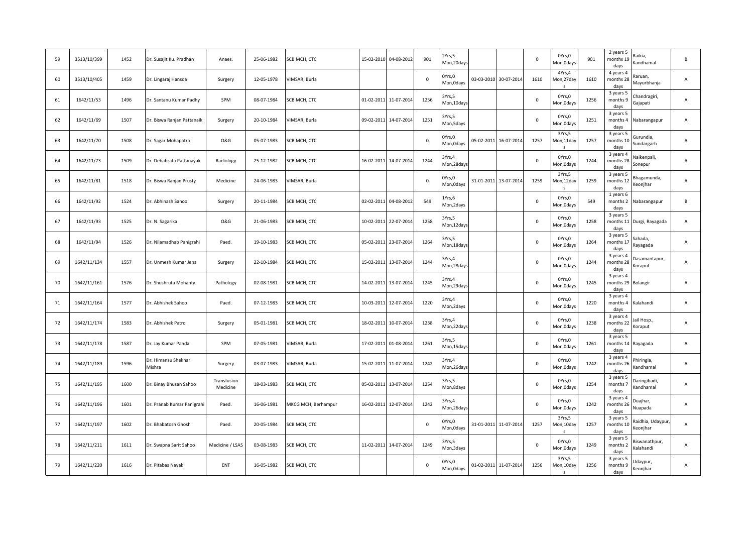| 59 | 3513/10/399 | 1452 | Dr. Susajit Ku. Pradhan | Anaes. | 25-06-1982 | SCB MCH, CTC | 15-02-2010 | 04-08-2012 | 901 | 2Yrs,5 Mon,20days | | | 0 | 0Yrs,0 Mon,0days | 901 | 2 years 5 months 19 days | Raikia, Kandhamal | B |
|---|---|---|---|---|---|---|---|---|---|---|---|---|---|---|---|---|---|---|
| 60 | 3513/10/405 | 1459 | Dr. Lingaraj Hansda | Surgery | 12-05-1978 | VIMSAR, Burla | | | 0 | 0Yrs,0 Mon,0days | 03-03-2010 | 30-07-2014 | 1610 | 4Yrs,4 Mon,27days | 1610 | 4 years 4 months 28 days | Raruan, Mayurbhanja | A |
| 61 | 1642/11/53 | 1496 | Dr. Santanu Kumar Padhy | SPM | 08-07-1984 | SCB MCH, CTC | 01-02-2011 | 11-07-2014 | 1256 | 3Yrs,5 Mon,10days | | | 0 | 0Yrs,0 Mon,0days | 1256 | 3 years 5 months 9 days | Chandragiri, Gajapati | A |
| 62 | 1642/11/69 | 1507 | Dr. Biswa Ranjan Pattanaik | Surgery | 20-10-1984 | VIMSAR, Burla | 09-02-2011 | 14-07-2014 | 1251 | 3Yrs,5 Mon,5days | | | 0 | 0Yrs,0 Mon,0days | 1251 | 3 years 5 months 4 days | Nabarangapur | A |
| 63 | 1642/11/70 | 1508 | Dr. Sagar Mohapatra | O&G | 05-07-1983 | SCB MCH, CTC | | | 0 | 0Yrs,0 Mon,0days | 05-02-2011 | 16-07-2014 | 1257 | 3Yrs,5 Mon,11days | 1257 | 3 years 5 months 10 days | Gurundia, Sundargarh | A |
| 64 | 1642/11/73 | 1509 | Dr. Debabrata Pattanayak | Radiology | 25-12-1982 | SCB MCH, CTC | 16-02-2011 | 14-07-2014 | 1244 | 3Yrs,4 Mon,28days | | | 0 | 0Yrs,0 Mon,0days | 1244 | 3 years 4 months 28 days | Naikenpali, Sonepur | A |
| 65 | 1642/11/81 | 1518 | Dr. Biswa Ranjan Prusty | Medicine | 24-06-1983 | VIMSAR, Burla | | | 0 | 0Yrs,0 Mon,0days | 31-01-2011 | 13-07-2014 | 1259 | 3Yrs,5 Mon,12days | 1259 | 3 years 5 months 12 days | Bhagamunda, Keonjhar | A |
| 66 | 1642/11/92 | 1524 | Dr. Abhinash Sahoo | Surgery | 20-11-1984 | SCB MCH, CTC | 02-02-2011 | 04-08-2012 | 549 | 1Yrs,6 Mon,2days | | | 0 | 0Yrs,0 Mon,0days | 549 | 1 years 6 months 2 days | Nabarangapur | B |
| 67 | 1642/11/93 | 1525 | Dr. N. Sagarika | O&G | 21-06-1983 | SCB MCH, CTC | 10-02-2011 | 22-07-2014 | 1258 | 3Yrs,5 Mon,12days | | | 0 | 0Yrs,0 Mon,0days | 1258 | 3 years 5 months 11 days | Durgi, Rayagada | A |
| 68 | 1642/11/94 | 1526 | Dr. Nilamadhab Panigrahi | Paed. | 19-10-1983 | SCB MCH, CTC | 05-02-2011 | 23-07-2014 | 1264 | 3Yrs,5 Mon,18days | | | 0 | 0Yrs,0 Mon,0days | 1264 | 3 years 5 months 17 days | Sahada, Rayagada | A |
| 69 | 1642/11/134 | 1557 | Dr. Unmesh Kumar Jena | Surgery | 22-10-1984 | SCB MCH, CTC | 15-02-2011 | 13-07-2014 | 1244 | 3Yrs,4 Mon,28days | | | 0 | 0Yrs,0 Mon,0days | 1244 | 3 years 4 months 28 days | Dasamantapur, Koraput | A |
| 70 | 1642/11/161 | 1576 | Dr. Shushruta Mohanty | Pathology | 02-08-1981 | SCB MCH, CTC | 14-02-2011 | 13-07-2014 | 1245 | 3Yrs,4 Mon,29days | | | 0 | 0Yrs,0 Mon,0days | 1245 | 3 years 4 months 29 days | Bolangir | A |
| 71 | 1642/11/164 | 1577 | Dr. Abhishek Sahoo | Paed. | 07-12-1983 | SCB MCH, CTC | 10-03-2011 | 12-07-2014 | 1220 | 3Yrs,4 Mon,2days | | | 0 | 0Yrs,0 Mon,0days | 1220 | 3 years 4 months 4 days | Kalahandi | A |
| 72 | 1642/11/174 | 1583 | Dr. Abhishek Patro | Surgery | 05-01-1981 | SCB MCH, CTC | 18-02-2011 | 10-07-2014 | 1238 | 3Yrs,4 Mon,22days | | | 0 | 0Yrs,0 Mon,0days | 1238 | 3 years 4 months 22 days | Jail Hosp., Koraput | A |
| 73 | 1642/11/178 | 1587 | Dr. Jay Kumar Panda | SPM | 07-05-1981 | VIMSAR, Burla | 17-02-2011 | 01-08-2014 | 1261 | 3Yrs,5 Mon,15days | | | 0 | 0Yrs,0 Mon,0days | 1261 | 3 years 5 months 14 days | Rayagada | A |
| 74 | 1642/11/189 | 1596 | Dr. Himansu Shekhar Mishra | Surgery | 03-07-1983 | VIMSAR, Burla | 15-02-2011 | 11-07-2014 | 1242 | 3Yrs,4 Mon,26days | | | 0 | 0Yrs,0 Mon,0days | 1242 | 3 years 4 months 26 days | Phiringia, Kandhamal | A |
| 75 | 1642/11/195 | 1600 | Dr. Binay Bhusan Sahoo | Transfusion Medicine | 18-03-1983 | SCB MCH, CTC | 05-02-2011 | 13-07-2014 | 1254 | 3Yrs,5 Mon,8days | | | 0 | 0Yrs,0 Mon,0days | 1254 | 3 years 5 months 7 days | Daringibadi, Kandhamal | A |
| 76 | 1642/11/196 | 1601 | Dr. Pranab Kumar Panigrahi | Paed. | 16-06-1981 | MKCG MCH, Berhampur | 16-02-2011 | 12-07-2014 | 1242 | 3Yrs,4 Mon,26days | | | 0 | 0Yrs,0 Mon,0days | 1242 | 3 years 4 months 26 days | Duajhar, Nuapada | A |
| 77 | 1642/11/197 | 1602 | Dr. Bhabatosh Ghosh | Paed. | 20-05-1984 | SCB MCH, CTC | | | 0 | 0Yrs,0 Mon,0days | 31-01-2011 | 11-07-2014 | 1257 | 3Yrs,5 Mon,10days | 1257 | 3 years 5 months 10 days | Raidhia, Udaypur, Keonjhar | A |
| 78 | 1642/11/211 | 1611 | Dr. Swapna Sarit Sahoo | Medicine / LSAS | 03-08-1983 | SCB MCH, CTC | 11-02-2011 | 14-07-2014 | 1249 | 3Yrs,5 Mon,3days | | | 0 | 0Yrs,0 Mon,0days | 1249 | 3 years 5 months 2 days | Biswanathpur, Kalahandi | A |
| 79 | 1642/11/220 | 1616 | Dr. Pitabas Nayak | ENT | 16-05-1982 | SCB MCH, CTC | | | 0 | 0Yrs,0 Mon,0days | 01-02-2011 | 11-07-2014 | 1256 | 3Yrs,5 Mon,10days | 1256 | 3 years 5 months 9 days | Udaypur, Keonjhar | A |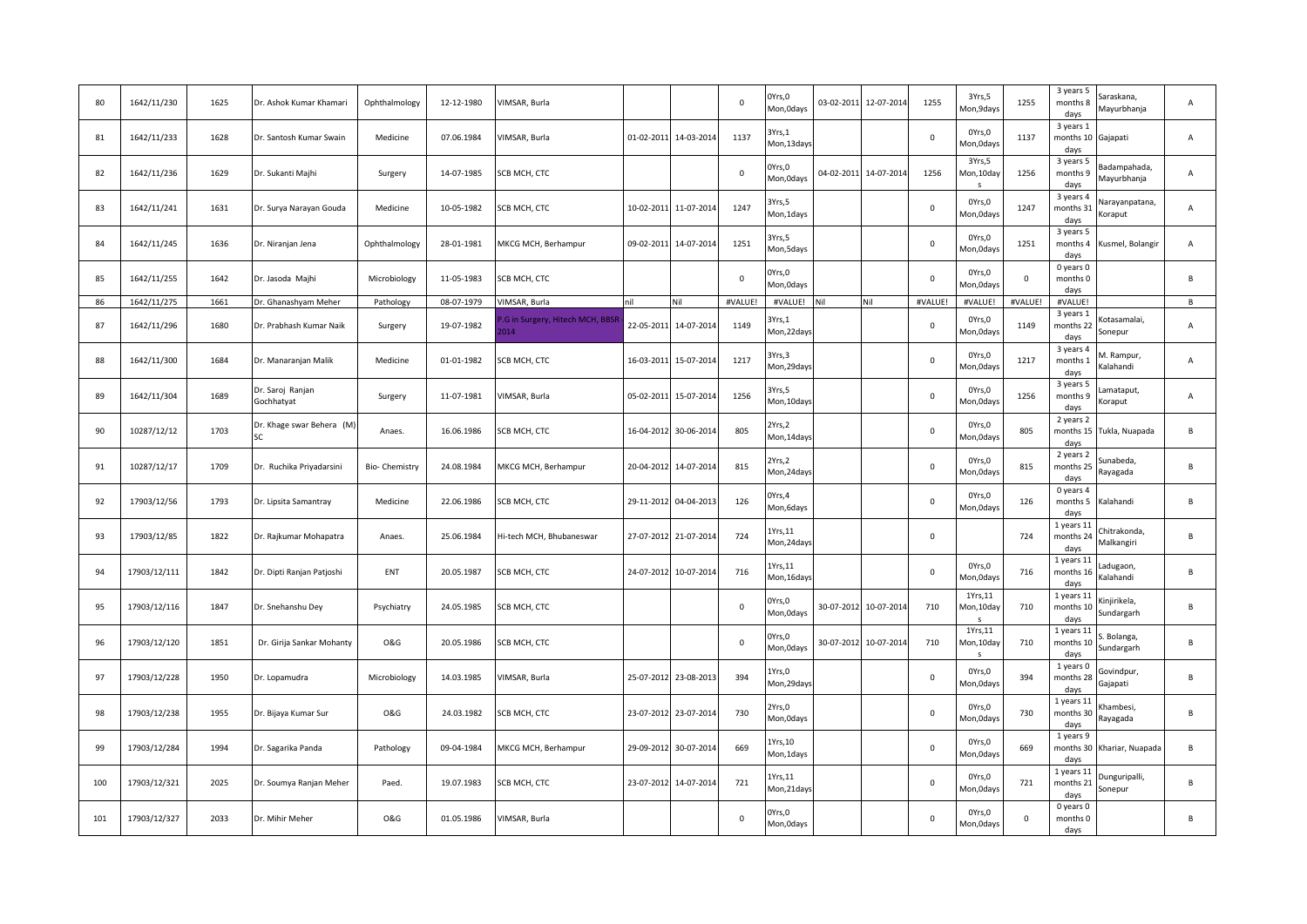| 80 | 1642/11/230 | 1625 | Dr. Ashok Kumar Khamari | Ophthalmology | 12-12-1980 | VIMSAR, Burla | | | 0 | 0Yrs,0 Mon,0days | 03-02-2011 | 12-07-2014 | 1255 | 3Yrs,5 Mon,9days | 1255 | 3 years 5 months 8 days | Saraskana, Mayurbhanja | A |
|---|---|---|---|---|---|---|---|---|---|---|---|---|---|---|---|---|---|---|
| 81 | 1642/11/233 | 1628 | Dr. Santosh Kumar Swain | Medicine | 07.06.1984 | VIMSAR, Burla | 01-02-2011 | 14-03-2014 | 1137 | 3Yrs,1 Mon,13days | | | 0 | 0Yrs,0 Mon,0days | 1137 | 3 years 1 months 10 days | Gajapati | A |
| 82 | 1642/11/236 | 1629 | Dr. Sukanti Majhi | Surgery | 14-07-1985 | SCB MCH, CTC | | | 0 | 0Yrs,0 Mon,0days | 04-02-2011 | 14-07-2014 | 1256 | 3Yrs,5 Mon,10days | 1256 | 3 years 5 months 9 days | Badampahada, Mayurbhanja | A |
| 83 | 1642/11/241 | 1631 | Dr. Surya Narayan Gouda | Medicine | 10-05-1982 | SCB MCH, CTC | 10-02-2011 | 11-07-2014 | 1247 | 3Yrs,5 Mon,1days | | | 0 | 0Yrs,0 Mon,0days | 1247 | 3 years 4 months 31 days | Narayanpatana, Koraput | A |
| 84 | 1642/11/245 | 1636 | Dr. Niranjan Jena | Ophthalmology | 28-01-1981 | MKCG MCH, Berhampur | 09-02-2011 | 14-07-2014 | 1251 | 3Yrs,5 Mon,5days | | | 0 | 0Yrs,0 Mon,0days | 1251 | 3 years 5 months 4 days | Kusmel, Bolangir | A |
| 85 | 1642/11/255 | 1642 | Dr. Jasoda Majhi | Microbiology | 11-05-1983 | SCB MCH, CTC | | | 0 | 0Yrs,0 Mon,0days | | | 0 | 0Yrs,0 Mon,0days | 0 | 0 years 0 months 0 days | | B |
| 86 | 1642/11/275 | 1661 | Dr. Ghanashyam Meher | Pathology | 08-07-1979 | VIMSAR, Burla | nil | Nil | #VALUE! | #VALUE! | Nil | Nil | #VALUE! | #VALUE! | #VALUE! | #VALUE! | | B |
| 87 | 1642/11/296 | 1680 | Dr. Prabhash Kumar Naik | Surgery | 19-07-1982 | P.G in Surgery, Hitech MCH, BBSR-2014 | 22-05-2011 | 14-07-2014 | 1149 | 3Yrs,1 Mon,22days | | | 0 | 0Yrs,0 Mon,0days | 1149 | 3 years 1 months 22 days | Kotasamalai, Sonepur | A |
| 88 | 1642/11/300 | 1684 | Dr. Manaranjan Malik | Medicine | 01-01-1982 | SCB MCH, CTC | 16-03-2011 | 15-07-2014 | 1217 | 3Yrs,3 Mon,29days | | | 0 | 0Yrs,0 Mon,0days | 1217 | 3 years 4 months 1 days | M. Rampur, Kalahandi | A |
| 89 | 1642/11/304 | 1689 | Dr. Saroj Ranjan Gochhatyat | Surgery | 11-07-1981 | VIMSAR, Burla | 05-02-2011 | 15-07-2014 | 1256 | 3Yrs,5 Mon,10days | | | 0 | 0Yrs,0 Mon,0days | 1256 | 3 years 5 months 9 days | Lamataput, Koraput | A |
| 90 | 10287/12/12 | 1703 | Dr. Khage swar Behera (M) SC | Anaes. | 16.06.1986 | SCB MCH, CTC | 16-04-2012 | 30-06-2014 | 805 | 2Yrs,2 Mon,14days | | | 0 | 0Yrs,0 Mon,0days | 805 | 2 years 2 months 15 days | Tukla, Nuapada | B |
| 91 | 10287/12/17 | 1709 | Dr. Ruchika Priyadarsini | Bio- Chemistry | 24.08.1984 | MKCG MCH, Berhampur | 20-04-2012 | 14-07-2014 | 815 | 2Yrs,2 Mon,24days | | | 0 | 0Yrs,0 Mon,0days | 815 | 2 years 2 months 25 days | Sunabeda, Rayagada | B |
| 92 | 17903/12/56 | 1793 | Dr. Lipsita Samantray | Medicine | 22.06.1986 | SCB MCH, CTC | 29-11-2012 | 04-04-2013 | 126 | 0Yrs,4 Mon,6days | | | 0 | 0Yrs,0 Mon,0days | 126 | 0 years 4 months 5 days | Kalahandi | B |
| 93 | 17903/12/85 | 1822 | Dr. Rajkumar Mohapatra | Anaes. | 25.06.1984 | Hi-tech MCH, Bhubaneswar | 27-07-2012 | 21-07-2014 | 724 | 1Yrs,11 Mon,24days | | | 0 | | 724 | 1 years 11 months 24 days | Chitrakonda, Malkangiri | B |
| 94 | 17903/12/111 | 1842 | Dr. Dipti Ranjan Patjoshi | ENT | 20.05.1987 | SCB MCH, CTC | 24-07-2012 | 10-07-2014 | 716 | 1Yrs,11 Mon,16days | | | 0 | 0Yrs,0 Mon,0days | 716 | 1 years 11 months 16 days | Ladugaon, Kalahandi | B |
| 95 | 17903/12/116 | 1847 | Dr. Snehanshu Dey | Psychiatry | 24.05.1985 | SCB MCH, CTC | | | 0 | 0Yrs,0 Mon,0days | 30-07-2012 | 10-07-2014 | 710 | 1Yrs,11 Mon,10days | 710 | 1 years 11 months 10 days | Kinjirikela, Sundargarh | B |
| 96 | 17903/12/120 | 1851 | Dr. Girija Sankar Mohanty | O&G | 20.05.1986 | SCB MCH, CTC | | | 0 | 0Yrs,0 Mon,0days | 30-07-2012 | 10-07-2014 | 710 | 1Yrs,11 Mon,10days | 710 | 1 years 11 months 10 days | S. Bolanga, Sundargarh | B |
| 97 | 17903/12/228 | 1950 | Dr. Lopamudra | Microbiology | 14.03.1985 | VIMSAR, Burla | 25-07-2012 | 23-08-2013 | 394 | 1Yrs,0 Mon,29days | | | 0 | 0Yrs,0 Mon,0days | 394 | 1 years 0 months 28 days | Govindpur, Gajapati | B |
| 98 | 17903/12/238 | 1955 | Dr. Bijaya Kumar Sur | O&G | 24.03.1982 | SCB MCH, CTC | 23-07-2012 | 23-07-2014 | 730 | 2Yrs,0 Mon,0days | | | 0 | 0Yrs,0 Mon,0days | 730 | 1 years 11 months 30 days | Khambesi, Rayagada | B |
| 99 | 17903/12/284 | 1994 | Dr. Sagarika Panda | Pathology | 09-04-1984 | MKCG MCH, Berhampur | 29-09-2012 | 30-07-2014 | 669 | 1Yrs,10 Mon,1days | | | 0 | 0Yrs,0 Mon,0days | 669 | 1 years 9 months 30 days | Khariar, Nuapada | B |
| 100 | 17903/12/321 | 2025 | Dr. Soumya Ranjan Meher | Paed. | 19.07.1983 | SCB MCH, CTC | 23-07-2012 | 14-07-2014 | 721 | 1Yrs,11 Mon,21days | | | 0 | 0Yrs,0 Mon,0days | 721 | 1 years 11 months 21 days | Dunguripalli, Sonepur | B |
| 101 | 17903/12/327 | 2033 | Dr. Mihir Meher | O&G | 01.05.1986 | VIMSAR, Burla | | | 0 | 0Yrs,0 Mon,0days | | | 0 | 0Yrs,0 Mon,0days | 0 | 0 years 0 months 0 days | | B |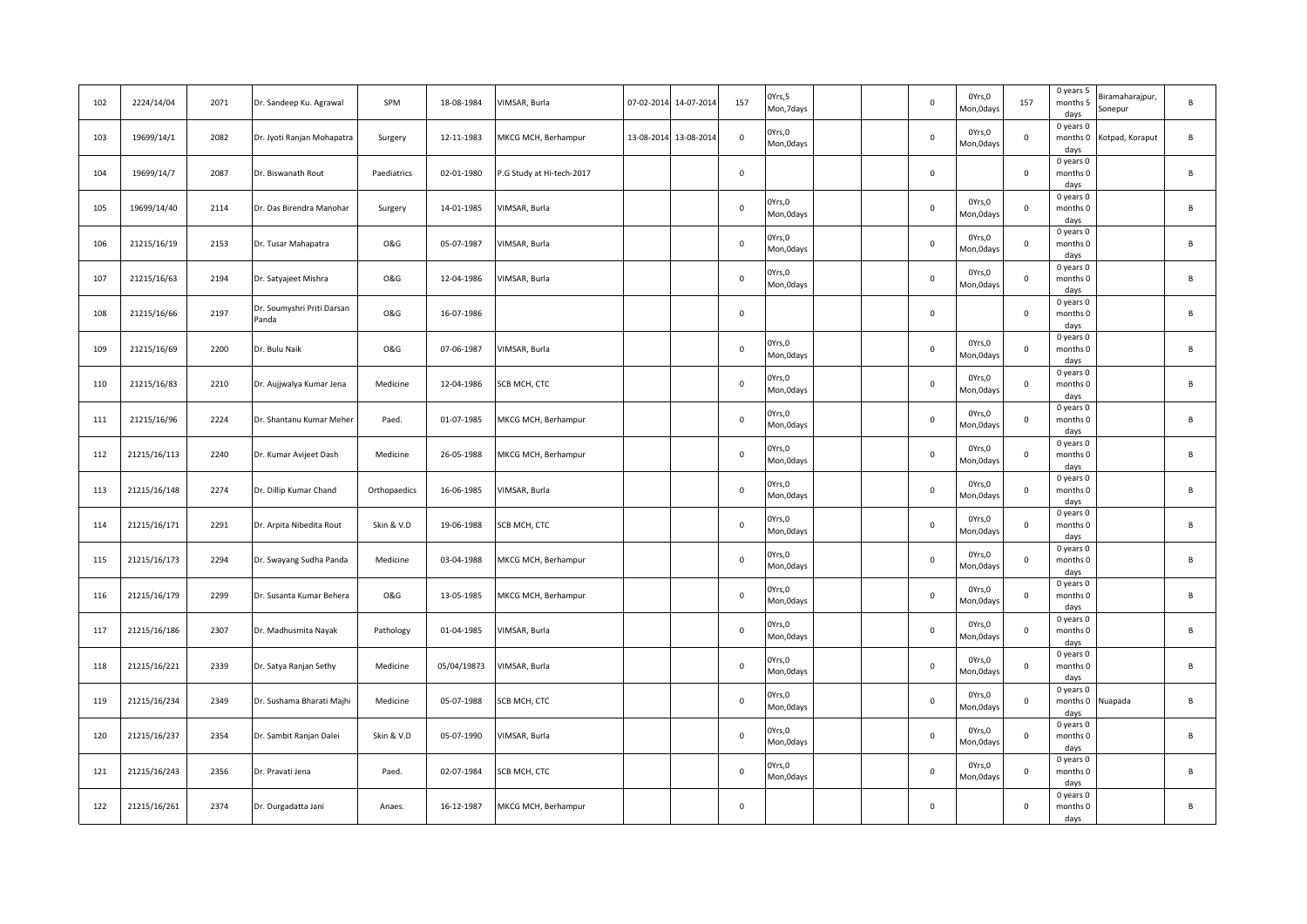| | | | | | | | | | | | | | | | | | | |
|---|---|---|---|---|---|---|---|---|---|---|---|---|---|---|---|---|---|---|
| 102 | 2224/14/04 | 2071 | Dr. Sandeep Ku. Agrawal | SPM | 18-08-1984 | VIMSAR, Burla | 07-02-2014 | 14-07-2014 | 157 | 0Yrs,5 Mon,7days | | | 0 | 0Yrs,0 Mon,0days | 157 | 0 years 5 months 5 days | Biramaharajpur, Sonepur | B |
| 103 | 19699/14/1 | 2082 | Dr. Jyoti Ranjan Mohapatra | Surgery | 12-11-1983 | MKCG MCH, Berhampur | 13-08-2014 | 13-08-2014 | 0 | 0Yrs,0 Mon,0days | | | 0 | 0Yrs,0 Mon,0days | 0 | 0 years 0 months 0 days | Kotpad, Koraput | B |
| 104 | 19699/14/7 | 2087 | Dr. Biswanath Rout | Paediatrics | 02-01-1980 | P.G Study at Hi-tech-2017 | | | 0 | | | | 0 | | 0 | 0 years 0 months 0 days | | B |
| 105 | 19699/14/40 | 2114 | Dr. Das Birendra Manohar | Surgery | 14-01-1985 | VIMSAR, Burla | | | 0 | 0Yrs,0 Mon,0days | | | 0 | 0Yrs,0 Mon,0days | 0 | 0 years 0 months 0 days | | B |
| 106 | 21215/16/19 | 2153 | Dr. Tusar Mahapatra | O&G | 05-07-1987 | VIMSAR, Burla | | | 0 | 0Yrs,0 Mon,0days | | | 0 | 0Yrs,0 Mon,0days | 0 | 0 years 0 months 0 days | | B |
| 107 | 21215/16/63 | 2194 | Dr. Satyajeet Mishra | O&G | 12-04-1986 | VIMSAR, Burla | | | 0 | 0Yrs,0 Mon,0days | | | 0 | 0Yrs,0 Mon,0days | 0 | 0 years 0 months 0 days | | B |
| 108 | 21215/16/66 | 2197 | Dr. Soumyshri Priti Darsan Panda | O&G | 16-07-1986 | | | | 0 | | | | 0 | | 0 | 0 years 0 months 0 days | | B |
| 109 | 21215/16/69 | 2200 | Dr. Bulu Naik | O&G | 07-06-1987 | VIMSAR, Burla | | | 0 | 0Yrs,0 Mon,0days | | | 0 | 0Yrs,0 Mon,0days | 0 | 0 years 0 months 0 days | | B |
| 110 | 21215/16/83 | 2210 | Dr. Aujjwalya Kumar Jena | Medicine | 12-04-1986 | SCB MCH, CTC | | | 0 | 0Yrs,0 Mon,0days | | | 0 | 0Yrs,0 Mon,0days | 0 | 0 years 0 months 0 days | | B |
| 111 | 21215/16/96 | 2224 | Dr. Shantanu Kumar Meher | Paed. | 01-07-1985 | MKCG MCH, Berhampur | | | 0 | 0Yrs,0 Mon,0days | | | 0 | 0Yrs,0 Mon,0days | 0 | 0 years 0 months 0 days | | B |
| 112 | 21215/16/113 | 2240 | Dr. Kumar Avijeet Dash | Medicine | 26-05-1988 | MKCG MCH, Berhampur | | | 0 | 0Yrs,0 Mon,0days | | | 0 | 0Yrs,0 Mon,0days | 0 | 0 years 0 months 0 days | | B |
| 113 | 21215/16/148 | 2274 | Dr. Dillip Kumar Chand | Orthopaedics | 16-06-1985 | VIMSAR, Burla | | | 0 | 0Yrs,0 Mon,0days | | | 0 | 0Yrs,0 Mon,0days | 0 | 0 years 0 months 0 days | | B |
| 114 | 21215/16/171 | 2291 | Dr. Arpita Nibedita Rout | Skin & V.D | 19-06-1988 | SCB MCH, CTC | | | 0 | 0Yrs,0 Mon,0days | | | 0 | 0Yrs,0 Mon,0days | 0 | 0 years 0 months 0 days | | B |
| 115 | 21215/16/173 | 2294 | Dr. Swayang Sudha Panda | Medicine | 03-04-1988 | MKCG MCH, Berhampur | | | 0 | 0Yrs,0 Mon,0days | | | 0 | 0Yrs,0 Mon,0days | 0 | 0 years 0 months 0 days | | B |
| 116 | 21215/16/179 | 2299 | Dr. Susanta Kumar Behera | O&G | 13-05-1985 | MKCG MCH, Berhampur | | | 0 | 0Yrs,0 Mon,0days | | | 0 | 0Yrs,0 Mon,0days | 0 | 0 years 0 months 0 days | | B |
| 117 | 21215/16/186 | 2307 | Dr. Madhusmita Nayak | Pathology | 01-04-1985 | VIMSAR, Burla | | | 0 | 0Yrs,0 Mon,0days | | | 0 | 0Yrs,0 Mon,0days | 0 | 0 years 0 months 0 days | | B |
| 118 | 21215/16/221 | 2339 | Dr. Satya Ranjan Sethy | Medicine | 05/04/19873 | VIMSAR, Burla | | | 0 | 0Yrs,0 Mon,0days | | | 0 | 0Yrs,0 Mon,0days | 0 | 0 years 0 months 0 days | | B |
| 119 | 21215/16/234 | 2349 | Dr. Sushama Bharati Majhi | Medicine | 05-07-1988 | SCB MCH, CTC | | | 0 | 0Yrs,0 Mon,0days | | | 0 | 0Yrs,0 Mon,0days | 0 | 0 years 0 months 0 days | Nuapada | B |
| 120 | 21215/16/237 | 2354 | Dr. Sambit Ranjan Dalei | Skin & V.D | 05-07-1990 | VIMSAR, Burla | | | 0 | 0Yrs,0 Mon,0days | | | 0 | 0Yrs,0 Mon,0days | 0 | 0 years 0 months 0 days | | B |
| 121 | 21215/16/243 | 2356 | Dr. Pravati Jena | Paed. | 02-07-1984 | SCB MCH, CTC | | | 0 | 0Yrs,0 Mon,0days | | | 0 | 0Yrs,0 Mon,0days | 0 | 0 years 0 months 0 days | | B |
| 122 | 21215/16/261 | 2374 | Dr. Durgadatta Jani | Anaes. | 16-12-1987 | MKCG MCH, Berhampur | | | 0 | | | | 0 | | 0 | 0 years 0 months 0 days | | B |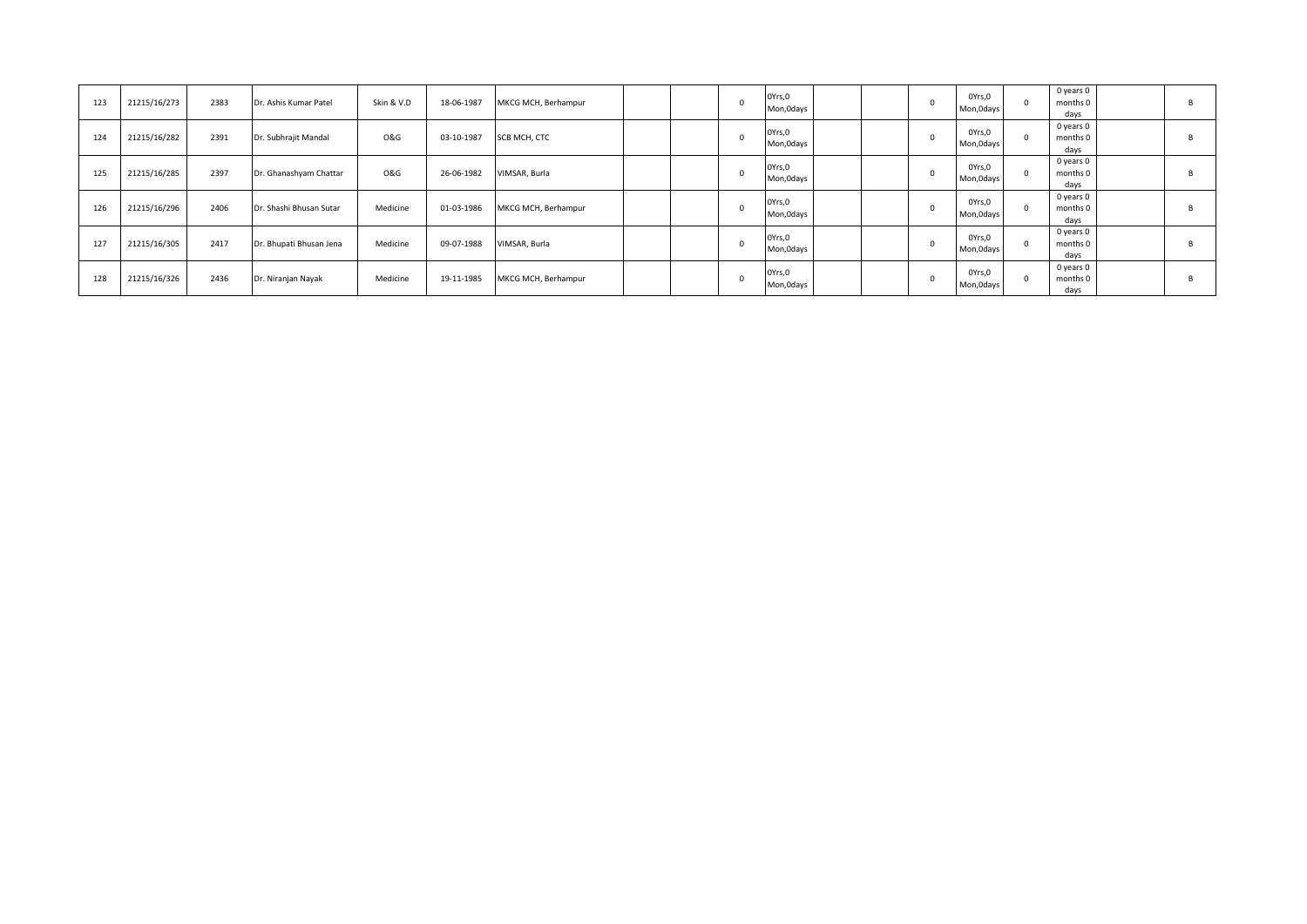| 123 | 21215/16/273 | 2383 | Dr. Ashis Kumar Patel | Skin & V.D | 18-06-1987 | MKCG MCH, Berhampur | | | 0 | 0Yrs,0 Mon,0days | | | 0 | 0Yrs,0 Mon,0days | 0 | 0 years 0 months 0 days | | B |
|---|---|---|---|---|---|---|---|---|---|---|---|---|---|---|---|---|---|---|
| 124 | 21215/16/282 | 2391 | Dr. Subhrajit Mandal | O&G | 03-10-1987 | SCB MCH, CTC | | | 0 | 0Yrs,0 Mon,0days | | | 0 | 0Yrs,0 Mon,0days | 0 | 0 years 0 months 0 days | | B |
| 125 | 21215/16/285 | 2397 | Dr. Ghanashyam Chattar | O&G | 26-06-1982 | VIMSAR, Burla | | | 0 | 0Yrs,0 Mon,0days | | | 0 | 0Yrs,0 Mon,0days | 0 | 0 years 0 months 0 days | | B |
| 126 | 21215/16/296 | 2406 | Dr. Shashi Bhusan Sutar | Medicine | 01-03-1986 | MKCG MCH, Berhampur | | | 0 | 0Yrs,0 Mon,0days | | | 0 | 0Yrs,0 Mon,0days | 0 | 0 years 0 months 0 days | | B |
| 127 | 21215/16/305 | 2417 | Dr. Bhupati Bhusan Jena | Medicine | 09-07-1988 | VIMSAR, Burla | | | 0 | 0Yrs,0 Mon,0days | | | 0 | 0Yrs,0 Mon,0days | 0 | 0 years 0 months 0 days | | B |
| 128 | 21215/16/326 | 2436 | Dr. Niranjan Nayak | Medicine | 19-11-1985 | MKCG MCH, Berhampur | | | 0 | 0Yrs,0 Mon,0days | | | 0 | 0Yrs,0 Mon,0days | 0 | 0 years 0 months 0 days | | B |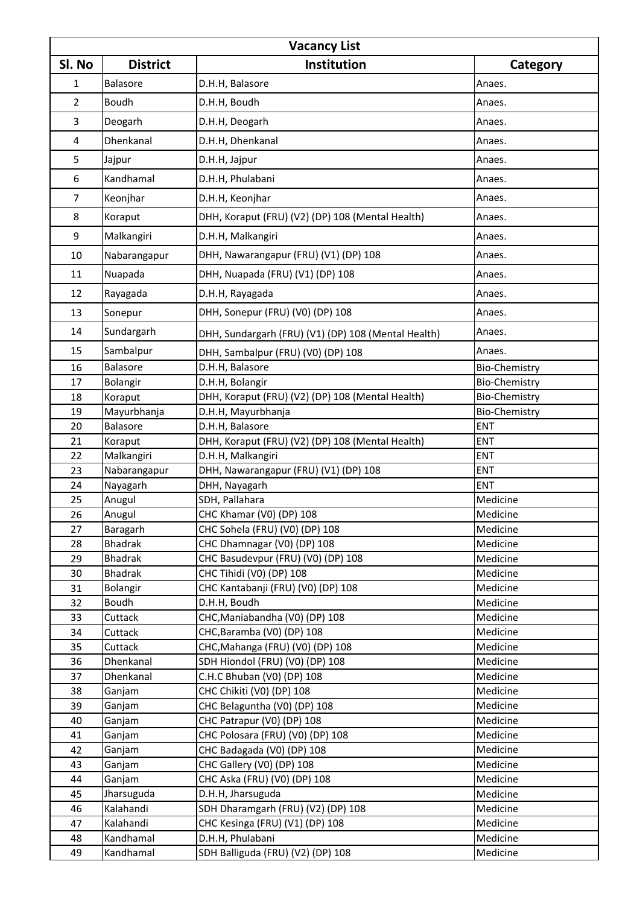| Vacancy List | | | |
|---|---|---|---|
| Sl. No | District | Institution | Category |
| 1 | Balasore | D.H.H, Balasore | Anaes. |
| 2 | Boudh | D.H.H, Boudh | Anaes. |
| 3 | Deogarh | D.H.H, Deogarh | Anaes. |
| 4 | Dhenkanal | D.H.H, Dhenkanal | Anaes. |
| 5 | Jajpur | D.H.H, Jajpur | Anaes. |
| 6 | Kandhamal | D.H.H, Phulabani | Anaes. |
| 7 | Keonjhar | D.H.H, Keonjhar | Anaes. |
| 8 | Koraput | DHH, Koraput (FRU) (V2) (DP) 108 (Mental Health) | Anaes. |
| 9 | Malkangiri | D.H.H, Malkangiri | Anaes. |
| 10 | Nabarangapur | DHH, Nawarangapur (FRU) (V1) (DP) 108 | Anaes. |
| 11 | Nuapada | DHH, Nuapada (FRU) (V1) (DP) 108 | Anaes. |
| 12 | Rayagada | D.H.H, Rayagada | Anaes. |
| 13 | Sonepur | DHH, Sonepur (FRU) (V0) (DP) 108 | Anaes. |
| 14 | Sundargarh | DHH, Sundargarh (FRU) (V1) (DP) 108 (Mental Health) | Anaes. |
| 15 | Sambalpur | DHH, Sambalpur (FRU) (V0) (DP) 108 | Anaes. |
| 16 | Balasore | D.H.H, Balasore | Bio-Chemistry |
| 17 | Bolangir | D.H.H, Bolangir | Bio-Chemistry |
| 18 | Koraput | DHH, Koraput (FRU) (V2) (DP) 108 (Mental Health) | Bio-Chemistry |
| 19 | Mayurbhanja | D.H.H, Mayurbhanja | Bio-Chemistry |
| 20 | Balasore | D.H.H, Balasore | ENT |
| 21 | Koraput | DHH, Koraput (FRU) (V2) (DP) 108 (Mental Health) | ENT |
| 22 | Malkangiri | D.H.H, Malkangiri | ENT |
| 23 | Nabarangapur | DHH, Nawarangapur (FRU) (V1) (DP) 108 | ENT |
| 24 | Nayagarh | DHH, Nayagarh | ENT |
| 25 | Anugul | SDH, Pallahara | Medicine |
| 26 | Anugul | CHC Khamar (V0) (DP) 108 | Medicine |
| 27 | Baragarh | CHC Sohela (FRU) (V0) (DP) 108 | Medicine |
| 28 | Bhadrak | CHC Dhamnagar (V0) (DP) 108 | Medicine |
| 29 | Bhadrak | CHC Basudevpur (FRU) (V0) (DP) 108 | Medicine |
| 30 | Bhadrak | CHC Tihidi (V0) (DP) 108 | Medicine |
| 31 | Bolangir | CHC Kantabanji (FRU) (V0) (DP) 108 | Medicine |
| 32 | Boudh | D.H.H, Boudh | Medicine |
| 33 | Cuttack | CHC,Maniabandha (V0) (DP) 108 | Medicine |
| 34 | Cuttack | CHC,Baramba (V0) (DP) 108 | Medicine |
| 35 | Cuttack | CHC,Mahanga (FRU) (V0) (DP) 108 | Medicine |
| 36 | Dhenkanal | SDH Hiondol (FRU) (V0) (DP) 108 | Medicine |
| 37 | Dhenkanal | C.H.C Bhuban (V0) (DP) 108 | Medicine |
| 38 | Ganjam | CHC Chikiti (V0) (DP) 108 | Medicine |
| 39 | Ganjam | CHC Belaguntha (V0) (DP) 108 | Medicine |
| 40 | Ganjam | CHC Patrapur (V0) (DP) 108 | Medicine |
| 41 | Ganjam | CHC Polosara (FRU) (V0) (DP) 108 | Medicine |
| 42 | Ganjam | CHC Badagada (V0) (DP) 108 | Medicine |
| 43 | Ganjam | CHC Gallery (V0) (DP) 108 | Medicine |
| 44 | Ganjam | CHC Aska (FRU) (V0) (DP) 108 | Medicine |
| 45 | Jharsuguda | D.H.H, Jharsuguda | Medicine |
| 46 | Kalahandi | SDH Dharamgarh (FRU) (V2) (DP) 108 | Medicine |
| 47 | Kalahandi | CHC Kesinga (FRU) (V1) (DP) 108 | Medicine |
| 48 | Kandhamal | D.H.H, Phulabani | Medicine |
| 49 | Kandhamal | SDH Balliguda (FRU) (V2) (DP) 108 | Medicine |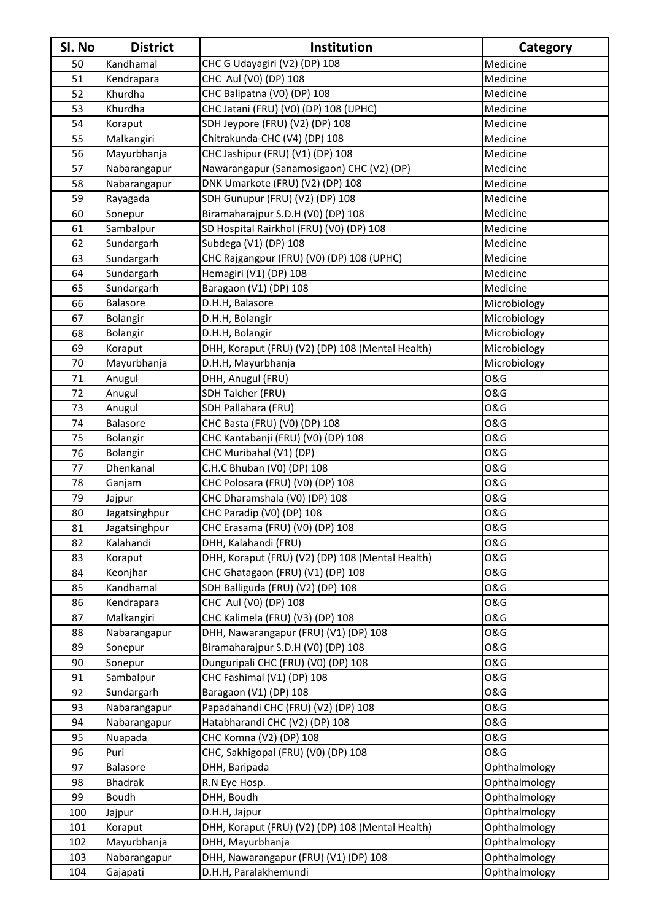| Sl. No | District | Institution | Category |
|---|---|---|---|
| 50 | Kandhamal | CHC G Udayagiri (V2) (DP) 108 | Medicine |
| 51 | Kendrapara | CHC Aul (V0) (DP) 108 | Medicine |
| 52 | Khurdha | CHC Balipatna (V0) (DP) 108 | Medicine |
| 53 | Khurdha | CHC Jatani (FRU) (V0) (DP) 108 (UPHC) | Medicine |
| 54 | Koraput | SDH Jeypore (FRU) (V2) (DP) 108 | Medicine |
| 55 | Malkangiri | Chitrakunda-CHC (V4) (DP) 108 | Medicine |
| 56 | Mayurbhanja | CHC Jashipur (FRU) (V1) (DP) 108 | Medicine |
| 57 | Nabarangapur | Nawarangapur (Sanamosigaon) CHC (V2) (DP) | Medicine |
| 58 | Nabarangapur | DNK Umarkote (FRU) (V2) (DP) 108 | Medicine |
| 59 | Rayagada | SDH Gunupur (FRU) (V2) (DP) 108 | Medicine |
| 60 | Sonepur | Biramaharajpur S.D.H (V0) (DP) 108 | Medicine |
| 61 | Sambalpur | SD Hospital Rairkhol (FRU) (V0) (DP) 108 | Medicine |
| 62 | Sundargarh | Subdega (V1) (DP) 108 | Medicine |
| 63 | Sundargarh | CHC Rajgangpur (FRU) (V0) (DP) 108 (UPHC) | Medicine |
| 64 | Sundargarh | Hemagiri (V1) (DP) 108 | Medicine |
| 65 | Sundargarh | Baragaon (V1) (DP) 108 | Medicine |
| 66 | Balasore | D.H.H, Balasore | Microbiology |
| 67 | Bolangir | D.H.H, Bolangir | Microbiology |
| 68 | Bolangir | D.H.H, Bolangir | Microbiology |
| 69 | Koraput | DHH, Koraput (FRU) (V2) (DP) 108 (Mental Health) | Microbiology |
| 70 | Mayurbhanja | D.H.H, Mayurbhanja | Microbiology |
| 71 | Anugul | DHH, Anugul (FRU) | O&G |
| 72 | Anugul | SDH Talcher (FRU) | O&G |
| 73 | Anugul | SDH Pallahara (FRU) | O&G |
| 74 | Balasore | CHC Basta (FRU) (V0) (DP) 108 | O&G |
| 75 | Bolangir | CHC Kantabanji (FRU) (V0) (DP) 108 | O&G |
| 76 | Bolangir | CHC Muribahal (V1) (DP) | O&G |
| 77 | Dhenkanal | C.H.C Bhuban (V0) (DP) 108 | O&G |
| 78 | Ganjam | CHC Polosara (FRU) (V0) (DP) 108 | O&G |
| 79 | Jajpur | CHC Dharamshala (V0) (DP) 108 | O&G |
| 80 | Jagatsinghpur | CHC Paradip (V0) (DP) 108 | O&G |
| 81 | Jagatsinghpur | CHC Erasama (FRU) (V0) (DP) 108 | O&G |
| 82 | Kalahandi | DHH, Kalahandi (FRU) | O&G |
| 83 | Koraput | DHH, Koraput (FRU) (V2) (DP) 108 (Mental Health) | O&G |
| 84 | Keonjhar | CHC Ghatagaon (FRU) (V1) (DP) 108 | O&G |
| 85 | Kandhamal | SDH Balliguda (FRU) (V2) (DP) 108 | O&G |
| 86 | Kendrapara | CHC Aul (V0) (DP) 108 | O&G |
| 87 | Malkangiri | CHC Kalimela (FRU) (V3) (DP) 108 | O&G |
| 88 | Nabarangapur | DHH, Nawarangapur (FRU) (V1) (DP) 108 | O&G |
| 89 | Sonepur | Biramaharajpur S.D.H (V0) (DP) 108 | O&G |
| 90 | Sonepur | Dunguripali CHC (FRU) (V0) (DP) 108 | O&G |
| 91 | Sambalpur | CHC Fashimal (V1) (DP) 108 | O&G |
| 92 | Sundargarh | Baragaon (V1) (DP) 108 | O&G |
| 93 | Nabarangapur | Papadahandi CHC (FRU) (V2) (DP) 108 | O&G |
| 94 | Nabarangapur | Hatabharandi CHC (V2) (DP) 108 | O&G |
| 95 | Nuapada | CHC Komna (V2) (DP) 108 | O&G |
| 96 | Puri | CHC, Sakhigopal (FRU) (V0) (DP) 108 | O&G |
| 97 | Balasore | DHH, Baripada | Ophthalmology |
| 98 | Bhadrak | R.N Eye Hosp. | Ophthalmology |
| 99 | Boudh | DHH, Boudh | Ophthalmology |
| 100 | Jajpur | D.H.H, Jajpur | Ophthalmology |
| 101 | Koraput | DHH, Koraput (FRU) (V2) (DP) 108 (Mental Health) | Ophthalmology |
| 102 | Mayurbhanja | DHH, Mayurbhanja | Ophthalmology |
| 103 | Nabarangapur | DHH, Nawarangapur (FRU) (V1) (DP) 108 | Ophthalmology |
| 104 | Gajapati | D.H.H, Paralakhemundi | Ophthalmology |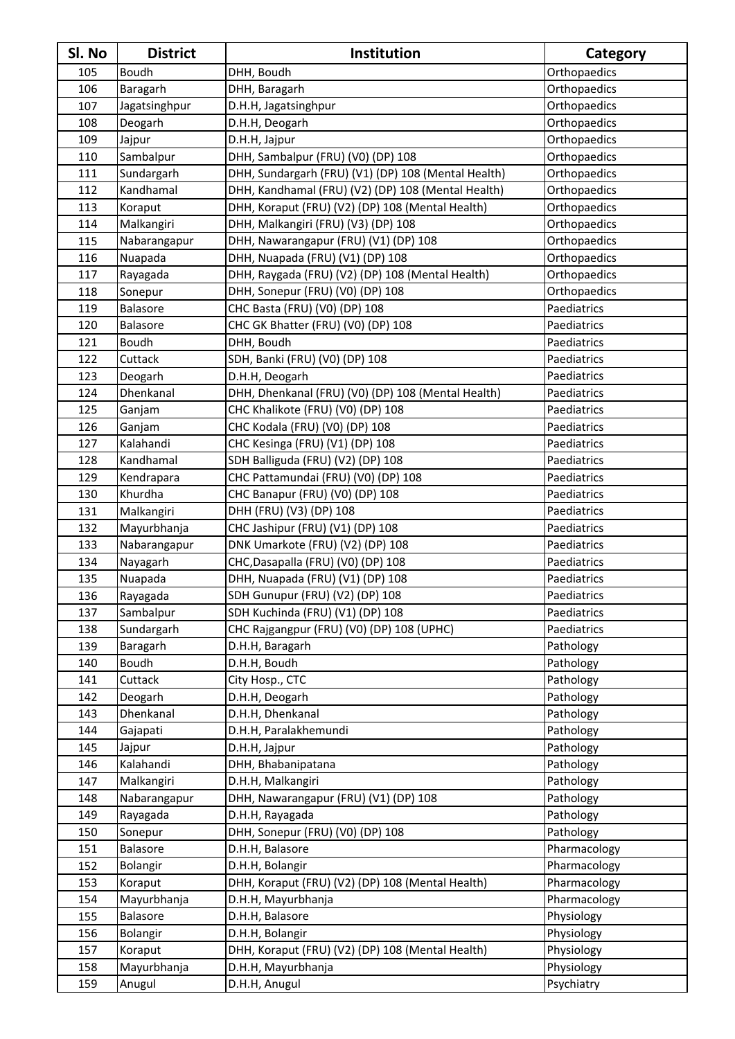| Sl. No | District | Institution | Category |
|---|---|---|---|
| 105 | Boudh | DHH, Boudh | Orthopaedics |
| 106 | Baragarh | DHH, Baragarh | Orthopaedics |
| 107 | Jagatsinghpur | D.H.H, Jagatsinghpur | Orthopaedics |
| 108 | Deogarh | D.H.H, Deogarh | Orthopaedics |
| 109 | Jajpur | D.H.H, Jajpur | Orthopaedics |
| 110 | Sambalpur | DHH, Sambalpur (FRU) (V0) (DP) 108 | Orthopaedics |
| 111 | Sundargarh | DHH, Sundargarh (FRU) (V1) (DP) 108 (Mental Health) | Orthopaedics |
| 112 | Kandhamal | DHH, Kandhamal (FRU) (V2) (DP) 108 (Mental Health) | Orthopaedics |
| 113 | Koraput | DHH, Koraput (FRU) (V2) (DP) 108 (Mental Health) | Orthopaedics |
| 114 | Malkangiri | DHH, Malkangiri (FRU) (V3) (DP) 108 | Orthopaedics |
| 115 | Nabarangapur | DHH, Nawarangapur (FRU) (V1) (DP) 108 | Orthopaedics |
| 116 | Nuapada | DHH, Nuapada (FRU) (V1) (DP) 108 | Orthopaedics |
| 117 | Rayagada | DHH, Raygada (FRU) (V2) (DP) 108 (Mental Health) | Orthopaedics |
| 118 | Sonepur | DHH, Sonepur (FRU) (V0) (DP) 108 | Orthopaedics |
| 119 | Balasore | CHC Basta (FRU) (V0) (DP) 108 | Paediatrics |
| 120 | Balasore | CHC GK Bhatter (FRU) (V0) (DP) 108 | Paediatrics |
| 121 | Boudh | DHH, Boudh | Paediatrics |
| 122 | Cuttack | SDH, Banki (FRU) (V0) (DP) 108 | Paediatrics |
| 123 | Deogarh | D.H.H, Deogarh | Paediatrics |
| 124 | Dhenkanal | DHH, Dhenkanal (FRU) (V0) (DP) 108 (Mental Health) | Paediatrics |
| 125 | Ganjam | CHC Khalikote (FRU) (V0) (DP) 108 | Paediatrics |
| 126 | Ganjam | CHC Kodala (FRU) (V0) (DP) 108 | Paediatrics |
| 127 | Kalahandi | CHC Kesinga (FRU) (V1) (DP) 108 | Paediatrics |
| 128 | Kandhamal | SDH Balliguda (FRU) (V2) (DP) 108 | Paediatrics |
| 129 | Kendrapara | CHC Pattamundai (FRU) (V0) (DP) 108 | Paediatrics |
| 130 | Khurdha | CHC Banapur (FRU) (V0) (DP) 108 | Paediatrics |
| 131 | Malkangiri | DHH (FRU) (V3) (DP) 108 | Paediatrics |
| 132 | Mayurbhanja | CHC Jashipur (FRU) (V1) (DP) 108 | Paediatrics |
| 133 | Nabarangapur | DNK Umarkote (FRU) (V2) (DP) 108 | Paediatrics |
| 134 | Nayagarh | CHC,Dasapalla (FRU) (V0) (DP) 108 | Paediatrics |
| 135 | Nuapada | DHH, Nuapada (FRU) (V1) (DP) 108 | Paediatrics |
| 136 | Rayagada | SDH Gunupur (FRU) (V2) (DP) 108 | Paediatrics |
| 137 | Sambalpur | SDH Kuchinda (FRU) (V1) (DP) 108 | Paediatrics |
| 138 | Sundargarh | CHC Rajgangpur (FRU) (V0) (DP) 108 (UPHC) | Paediatrics |
| 139 | Baragarh | D.H.H, Baragarh | Pathology |
| 140 | Boudh | D.H.H, Boudh | Pathology |
| 141 | Cuttack | City Hosp., CTC | Pathology |
| 142 | Deogarh | D.H.H, Deogarh | Pathology |
| 143 | Dhenkanal | D.H.H, Dhenkanal | Pathology |
| 144 | Gajapati | D.H.H, Paralakhemundi | Pathology |
| 145 | Jajpur | D.H.H, Jajpur | Pathology |
| 146 | Kalahandi | DHH, Bhabanipatana | Pathology |
| 147 | Malkangiri | D.H.H, Malkangiri | Pathology |
| 148 | Nabarangapur | DHH, Nawarangapur (FRU) (V1) (DP) 108 | Pathology |
| 149 | Rayagada | D.H.H, Rayagada | Pathology |
| 150 | Sonepur | DHH, Sonepur (FRU) (V0) (DP) 108 | Pathology |
| 151 | Balasore | D.H.H, Balasore | Pharmacology |
| 152 | Bolangir | D.H.H, Bolangir | Pharmacology |
| 153 | Koraput | DHH, Koraput (FRU) (V2) (DP) 108 (Mental Health) | Pharmacology |
| 154 | Mayurbhanja | D.H.H, Mayurbhanja | Pharmacology |
| 155 | Balasore | D.H.H, Balasore | Physiology |
| 156 | Bolangir | D.H.H, Bolangir | Physiology |
| 157 | Koraput | DHH, Koraput (FRU) (V2) (DP) 108 (Mental Health) | Physiology |
| 158 | Mayurbhanja | D.H.H, Mayurbhanja | Physiology |
| 159 | Anugul | D.H.H, Anugul | Psychiatry |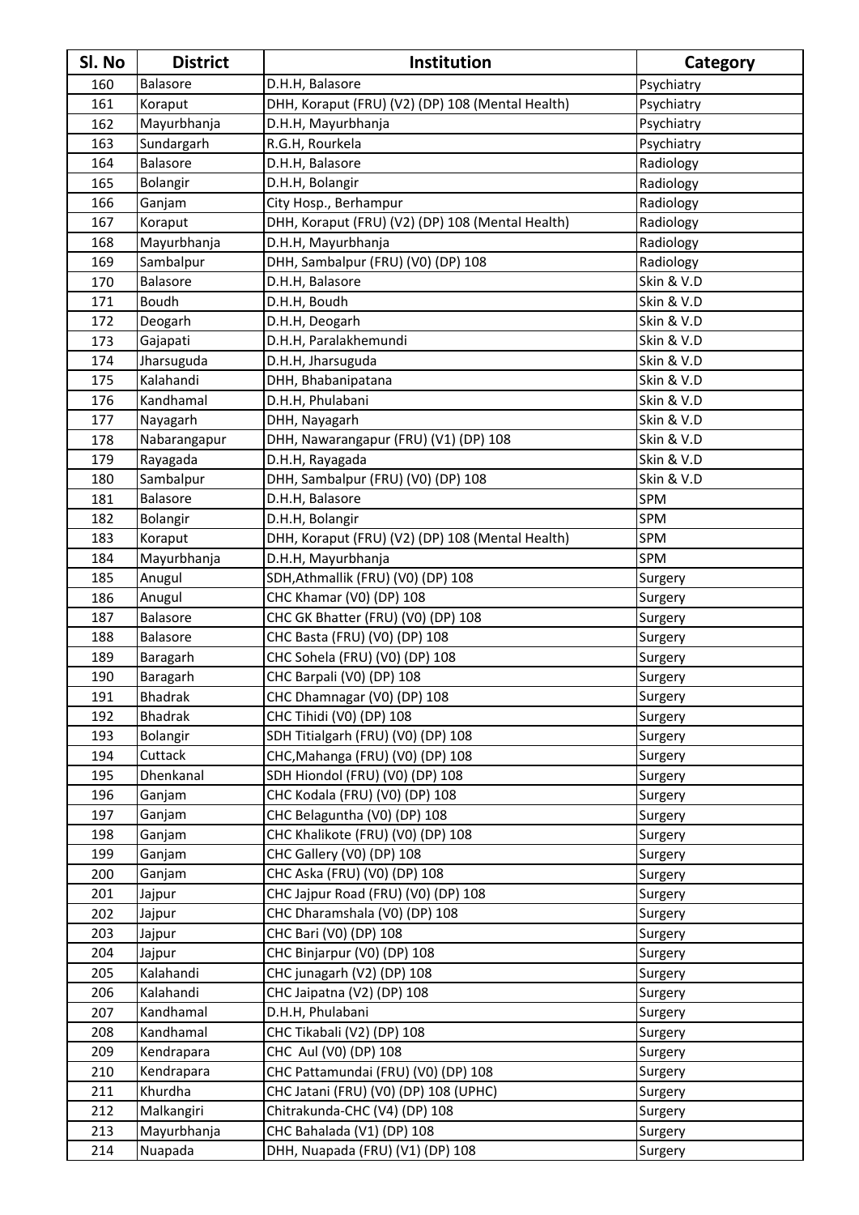| Sl. No | District | Institution | Category |
|---|---|---|---|
| 160 | Balasore | D.H.H, Balasore | Psychiatry |
| 161 | Koraput | DHH, Koraput (FRU) (V2) (DP) 108 (Mental Health) | Psychiatry |
| 162 | Mayurbhanja | D.H.H, Mayurbhanja | Psychiatry |
| 163 | Sundargarh | R.G.H, Rourkela | Psychiatry |
| 164 | Balasore | D.H.H, Balasore | Radiology |
| 165 | Bolangir | D.H.H, Bolangir | Radiology |
| 166 | Ganjam | City Hosp., Berhampur | Radiology |
| 167 | Koraput | DHH, Koraput (FRU) (V2) (DP) 108 (Mental Health) | Radiology |
| 168 | Mayurbhanja | D.H.H, Mayurbhanja | Radiology |
| 169 | Sambalpur | DHH, Sambalpur (FRU) (V0) (DP) 108 | Radiology |
| 170 | Balasore | D.H.H, Balasore | Skin & V.D |
| 171 | Boudh | D.H.H, Boudh | Skin & V.D |
| 172 | Deogarh | D.H.H, Deogarh | Skin & V.D |
| 173 | Gajapati | D.H.H, Paralakhemundi | Skin & V.D |
| 174 | Jharsuguda | D.H.H, Jharsuguda | Skin & V.D |
| 175 | Kalahandi | DHH, Bhabanipatana | Skin & V.D |
| 176 | Kandhamal | D.H.H, Phulabani | Skin & V.D |
| 177 | Nayagarh | DHH, Nayagarh | Skin & V.D |
| 178 | Nabarangapur | DHH, Nawarangapur (FRU) (V1) (DP) 108 | Skin & V.D |
| 179 | Rayagada | D.H.H, Rayagada | Skin & V.D |
| 180 | Sambalpur | DHH, Sambalpur (FRU) (V0) (DP) 108 | Skin & V.D |
| 181 | Balasore | D.H.H, Balasore | SPM |
| 182 | Bolangir | D.H.H, Bolangir | SPM |
| 183 | Koraput | DHH, Koraput (FRU) (V2) (DP) 108 (Mental Health) | SPM |
| 184 | Mayurbhanja | D.H.H, Mayurbhanja | SPM |
| 185 | Anugul | SDH,Athmallik (FRU) (V0) (DP) 108 | Surgery |
| 186 | Anugul | CHC Khamar (V0) (DP) 108 | Surgery |
| 187 | Balasore | CHC GK Bhatter (FRU) (V0) (DP) 108 | Surgery |
| 188 | Balasore | CHC Basta (FRU) (V0) (DP) 108 | Surgery |
| 189 | Baragarh | CHC Sohela (FRU) (V0) (DP) 108 | Surgery |
| 190 | Baragarh | CHC Barpali (V0) (DP) 108 | Surgery |
| 191 | Bhadrak | CHC Dhamnagar (V0) (DP) 108 | Surgery |
| 192 | Bhadrak | CHC Tihidi (V0) (DP) 108 | Surgery |
| 193 | Bolangir | SDH Titialgarh (FRU) (V0) (DP) 108 | Surgery |
| 194 | Cuttack | CHC,Mahanga (FRU) (V0) (DP) 108 | Surgery |
| 195 | Dhenkanal | SDH Hiondol (FRU) (V0) (DP) 108 | Surgery |
| 196 | Ganjam | CHC Kodala (FRU) (V0) (DP) 108 | Surgery |
| 197 | Ganjam | CHC Belaguntha (V0) (DP) 108 | Surgery |
| 198 | Ganjam | CHC Khalikote (FRU) (V0) (DP) 108 | Surgery |
| 199 | Ganjam | CHC Gallery (V0) (DP) 108 | Surgery |
| 200 | Ganjam | CHC Aska (FRU) (V0) (DP) 108 | Surgery |
| 201 | Jajpur | CHC Jajpur Road (FRU) (V0) (DP) 108 | Surgery |
| 202 | Jajpur | CHC Dharamshala (V0) (DP) 108 | Surgery |
| 203 | Jajpur | CHC Bari (V0) (DP) 108 | Surgery |
| 204 | Jajpur | CHC Binjarpur (V0) (DP) 108 | Surgery |
| 205 | Kalahandi | CHC junagarh (V2) (DP) 108 | Surgery |
| 206 | Kalahandi | CHC Jaipatna (V2) (DP) 108 | Surgery |
| 207 | Kandhamal | D.H.H, Phulabani | Surgery |
| 208 | Kandhamal | CHC Tikabali (V2) (DP) 108 | Surgery |
| 209 | Kendrapara | CHC Aul (V0) (DP) 108 | Surgery |
| 210 | Kendrapara | CHC Pattamundai (FRU) (V0) (DP) 108 | Surgery |
| 211 | Khurdha | CHC Jatani (FRU) (V0) (DP) 108 (UPHC) | Surgery |
| 212 | Malkangiri | Chitrakunda-CHC (V4) (DP) 108 | Surgery |
| 213 | Mayurbhanja | CHC Bahalada (V1) (DP) 108 | Surgery |
| 214 | Nuapada | DHH, Nuapada (FRU) (V1) (DP) 108 | Surgery |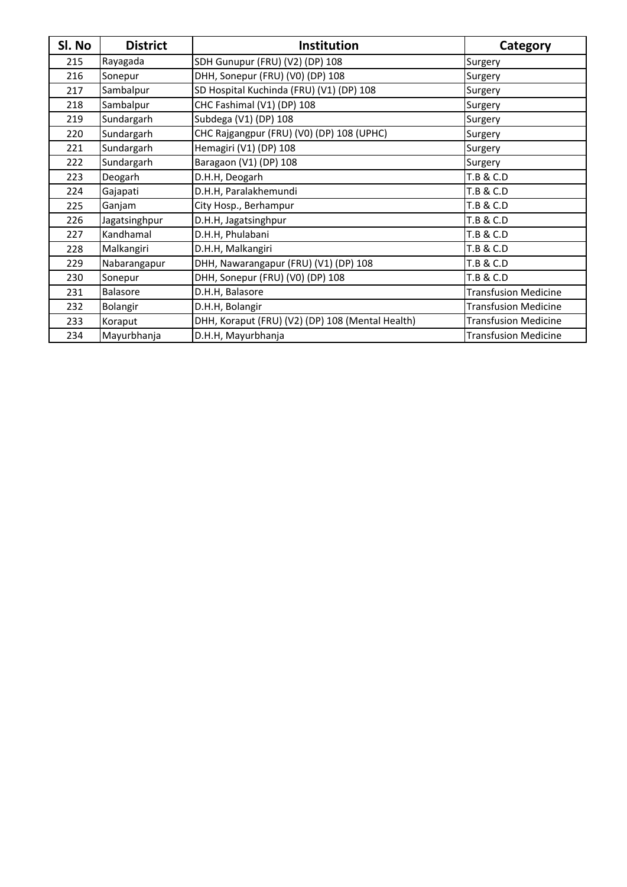| Sl. No | District | Institution | Category |
|---|---|---|---|
| 215 | Rayagada | SDH Gunupur (FRU) (V2) (DP) 108 | Surgery |
| 216 | Sonepur | DHH, Sonepur (FRU) (V0) (DP) 108 | Surgery |
| 217 | Sambalpur | SD Hospital Kuchinda (FRU) (V1) (DP) 108 | Surgery |
| 218 | Sambalpur | CHC Fashimal (V1) (DP) 108 | Surgery |
| 219 | Sundargarh | Subdega (V1) (DP) 108 | Surgery |
| 220 | Sundargarh | CHC Rajgangpur (FRU) (V0) (DP) 108 (UPHC) | Surgery |
| 221 | Sundargarh | Hemagiri (V1) (DP) 108 | Surgery |
| 222 | Sundargarh | Baragaon (V1) (DP) 108 | Surgery |
| 223 | Deogarh | D.H.H, Deogarh | T.B & C.D |
| 224 | Gajapati | D.H.H, Paralakhemundi | T.B & C.D |
| 225 | Ganjam | City Hosp., Berhampur | T.B & C.D |
| 226 | Jagatsinghpur | D.H.H, Jagatsinghpur | T.B & C.D |
| 227 | Kandhamal | D.H.H, Phulabani | T.B & C.D |
| 228 | Malkangiri | D.H.H, Malkangiri | T.B & C.D |
| 229 | Nabarangapur | DHH, Nawarangapur (FRU) (V1) (DP) 108 | T.B & C.D |
| 230 | Sonepur | DHH, Sonepur (FRU) (V0) (DP) 108 | T.B & C.D |
| 231 | Balasore | D.H.H, Balasore | Transfusion Medicine |
| 232 | Bolangir | D.H.H, Bolangir | Transfusion Medicine |
| 233 | Koraput | DHH, Koraput (FRU) (V2) (DP) 108 (Mental Health) | Transfusion Medicine |
| 234 | Mayurbhanja | D.H.H, Mayurbhanja | Transfusion Medicine |